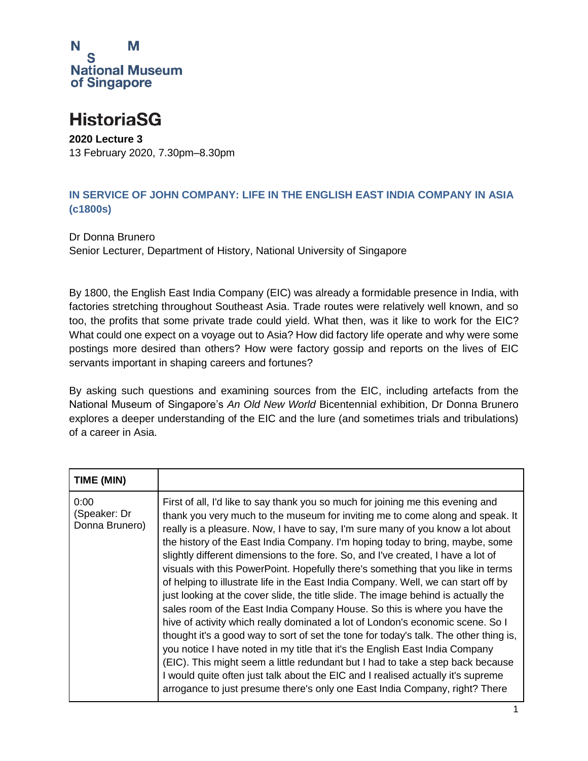N M
S
National Museum
of Singapore

# HistoriaSG

**2020 Lecture 3**
13 February 2020, 7.30pm–8.30pm

## IN SERVICE OF JOHN COMPANY: LIFE IN THE ENGLISH EAST INDIA COMPANY IN ASIA (c1800s)

Dr Donna Brunero
Senior Lecturer, Department of History, National University of Singapore

By 1800, the English East India Company (EIC) was already a formidable presence in India, with factories stretching throughout Southeast Asia. Trade routes were relatively well known, and so too, the profits that some private trade could yield. What then, was it like to work for the EIC? What could one expect on a voyage out to Asia? How did factory life operate and why were some postings more desired than others? How were factory gossip and reports on the lives of EIC servants important in shaping careers and fortunes?

By asking such questions and examining sources from the EIC, including artefacts from the National Museum of Singapore's *An Old New World* Bicentennial exhibition, Dr Donna Brunero explores a deeper understanding of the EIC and the lure (and sometimes trials and tribulations) of a career in Asia.

| TIME (MIN) | |
|---|---|
| 0:00 (Speaker: Dr Donna Brunero) | First of all, I'd like to say thank you so much for joining me this evening and thank you very much to the museum for inviting me to come along and speak. It really is a pleasure. Now, I have to say, I'm sure many of you know a lot about the history of the East India Company. I'm hoping today to bring, maybe, some slightly different dimensions to the fore. So, and I've created, I have a lot of visuals with this PowerPoint. Hopefully there's something that you like in terms of helping to illustrate life in the East India Company. Well, we can start off by just looking at the cover slide, the title slide. The image behind is actually the sales room of the East India Company House. So this is where you have the hive of activity which really dominated a lot of London's economic scene. So I thought it's a good way to sort of set the tone for today's talk. The other thing is, you notice I have noted in my title that it's the English East India Company (EIC). This might seem a little redundant but I had to take a step back because I would quite often just talk about the EIC and I realised actually it's supreme arrogance to just presume there's only one East India Company, right? There |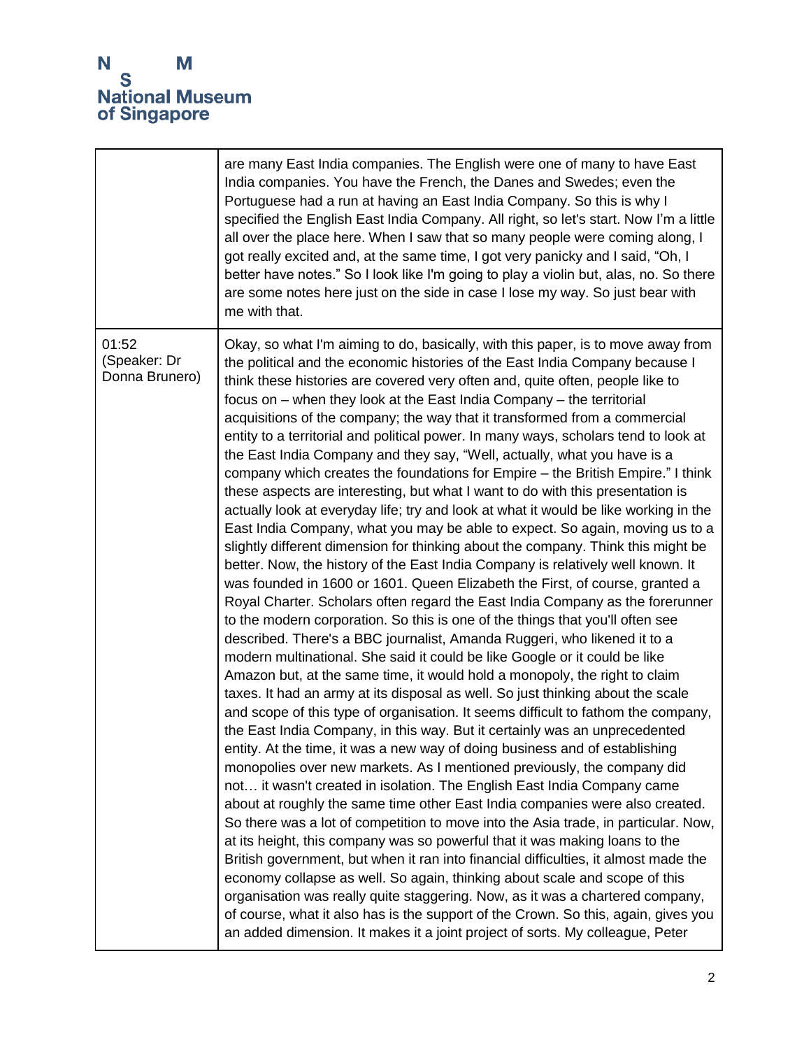| | |
|---|---|
| | are many East India companies. The English were one of many to have East India companies. You have the French, the Danes and Swedes; even the Portuguese had a run at having an East India Company. So this is why I specified the English East India Company. All right, so let's start. Now I'm a little all over the place here. When I saw that so many people were coming along, I got really excited and, at the same time, I got very panicky and I said, "Oh, I better have notes." So I look like I'm going to play a violin but, alas, no. So there are some notes here just on the side in case I lose my way. So just bear with me with that. |
| 01:52 (Speaker: Dr Donna Brunero) | Okay, so what I'm aiming to do, basically, with this paper, is to move away from the political and the economic histories of the East India Company because I think these histories are covered very often and, quite often, people like to focus on – when they look at the East India Company – the territorial acquisitions of the company; the way that it transformed from a commercial entity to a territorial and political power. In many ways, scholars tend to look at the East India Company and they say, "Well, actually, what you have is a company which creates the foundations for Empire – the British Empire." I think these aspects are interesting, but what I want to do with this presentation is actually look at everyday life; try and look at what it would be like working in the East India Company, what you may be able to expect. So again, moving us to a slightly different dimension for thinking about the company. Think this might be better. Now, the history of the East India Company is relatively well known. It was founded in 1600 or 1601. Queen Elizabeth the First, of course, granted a Royal Charter. Scholars often regard the East India Company as the forerunner to the modern corporation. So this is one of the things that you'll often see described. There's a BBC journalist, Amanda Ruggeri, who likened it to a modern multinational. She said it could be like Google or it could be like Amazon but, at the same time, it would hold a monopoly, the right to claim taxes. It had an army at its disposal as well. So just thinking about the scale and scope of this type of organisation. It seems difficult to fathom the company, the East India Company, in this way. But it certainly was an unprecedented entity. At the time, it was a new way of doing business and of establishing monopolies over new markets. As I mentioned previously, the company did not… it wasn't created in isolation. The English East India Company came about at roughly the same time other East India companies were also created. So there was a lot of competition to move into the Asia trade, in particular. Now, at its height, this company was so powerful that it was making loans to the British government, but when it ran into financial difficulties, it almost made the economy collapse as well. So again, thinking about scale and scope of this organisation was really quite staggering. Now, as it was a chartered company, of course, what it also has is the support of the Crown. So this, again, gives you an added dimension. It makes it a joint project of sorts. My colleague, Peter |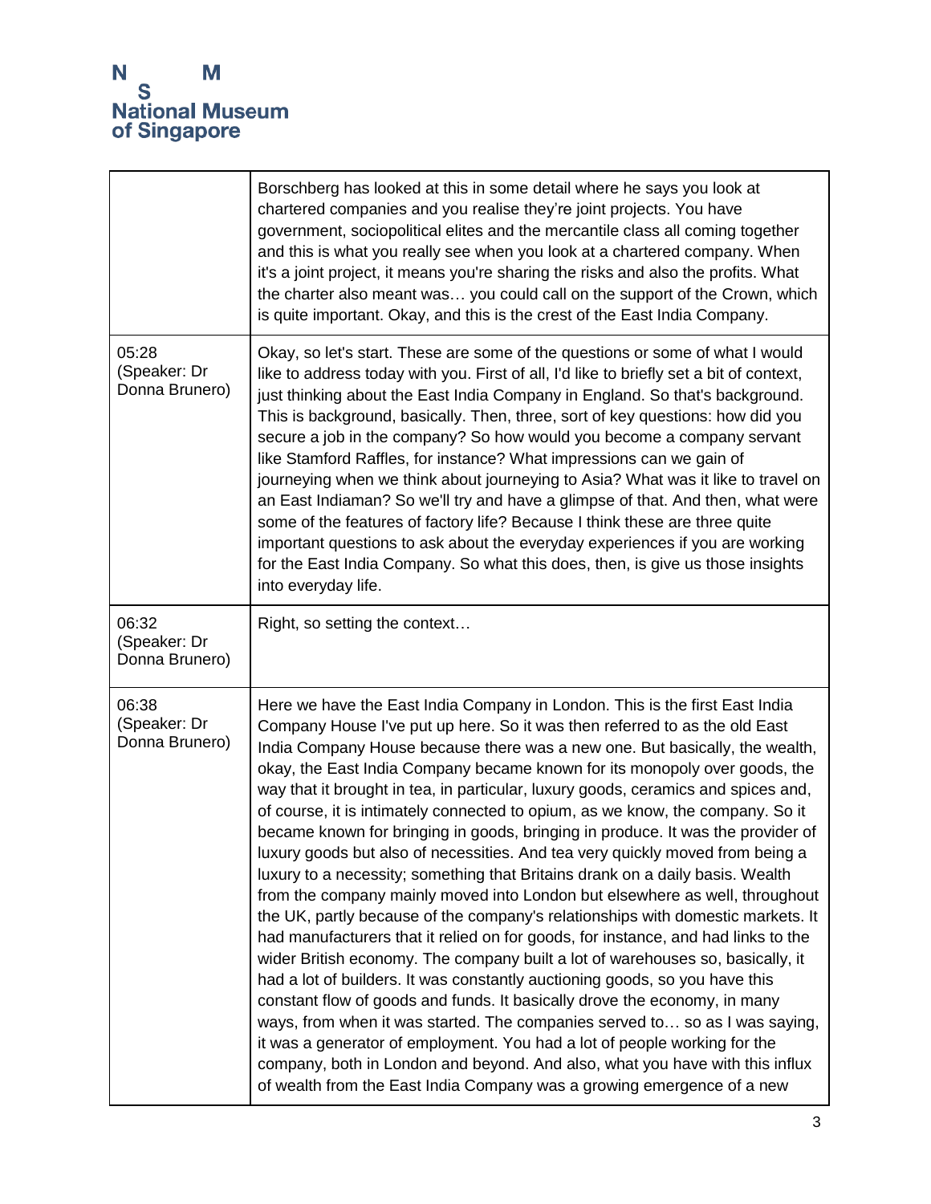| | |
|---|---|
| | Borschberg has looked at this in some detail where he says you look at chartered companies and you realise they're joint projects. You have government, sociopolitical elites and the mercantile class all coming together and this is what you really see when you look at a chartered company. When it's a joint project, it means you're sharing the risks and also the profits. What the charter also meant was… you could call on the support of the Crown, which is quite important. Okay, and this is the crest of the East India Company. |
| 05:28 (Speaker: Dr Donna Brunero) | Okay, so let's start. These are some of the questions or some of what I would like to address today with you. First of all, I'd like to briefly set a bit of context, just thinking about the East India Company in England. So that's background. This is background, basically. Then, three, sort of key questions: how did you secure a job in the company? So how would you become a company servant like Stamford Raffles, for instance? What impressions can we gain of journeying when we think about journeying to Asia? What was it like to travel on an East Indiaman? So we'll try and have a glimpse of that. And then, what were some of the features of factory life? Because I think these are three quite important questions to ask about the everyday experiences if you are working for the East India Company. So what this does, then, is give us those insights into everyday life. |
| 06:32 (Speaker: Dr Donna Brunero) | Right, so setting the context… |
| 06:38 (Speaker: Dr Donna Brunero) | Here we have the East India Company in London. This is the first East India Company House I've put up here. So it was then referred to as the old East India Company House because there was a new one. But basically, the wealth, okay, the East India Company became known for its monopoly over goods, the way that it brought in tea, in particular, luxury goods, ceramics and spices and, of course, it is intimately connected to opium, as we know, the company. So it became known for bringing in goods, bringing in produce. It was the provider of luxury goods but also of necessities. And tea very quickly moved from being a luxury to a necessity; something that Britains drank on a daily basis. Wealth from the company mainly moved into London but elsewhere as well, throughout the UK, partly because of the company's relationships with domestic markets. It had manufacturers that it relied on for goods, for instance, and had links to the wider British economy. The company built a lot of warehouses so, basically, it had a lot of builders. It was constantly auctioning goods, so you have this constant flow of goods and funds. It basically drove the economy, in many ways, from when it was started. The companies served to… so as I was saying, it was a generator of employment. You had a lot of people working for the company, both in London and beyond. And also, what you have with this influx of wealth from the East India Company was a growing emergence of a new |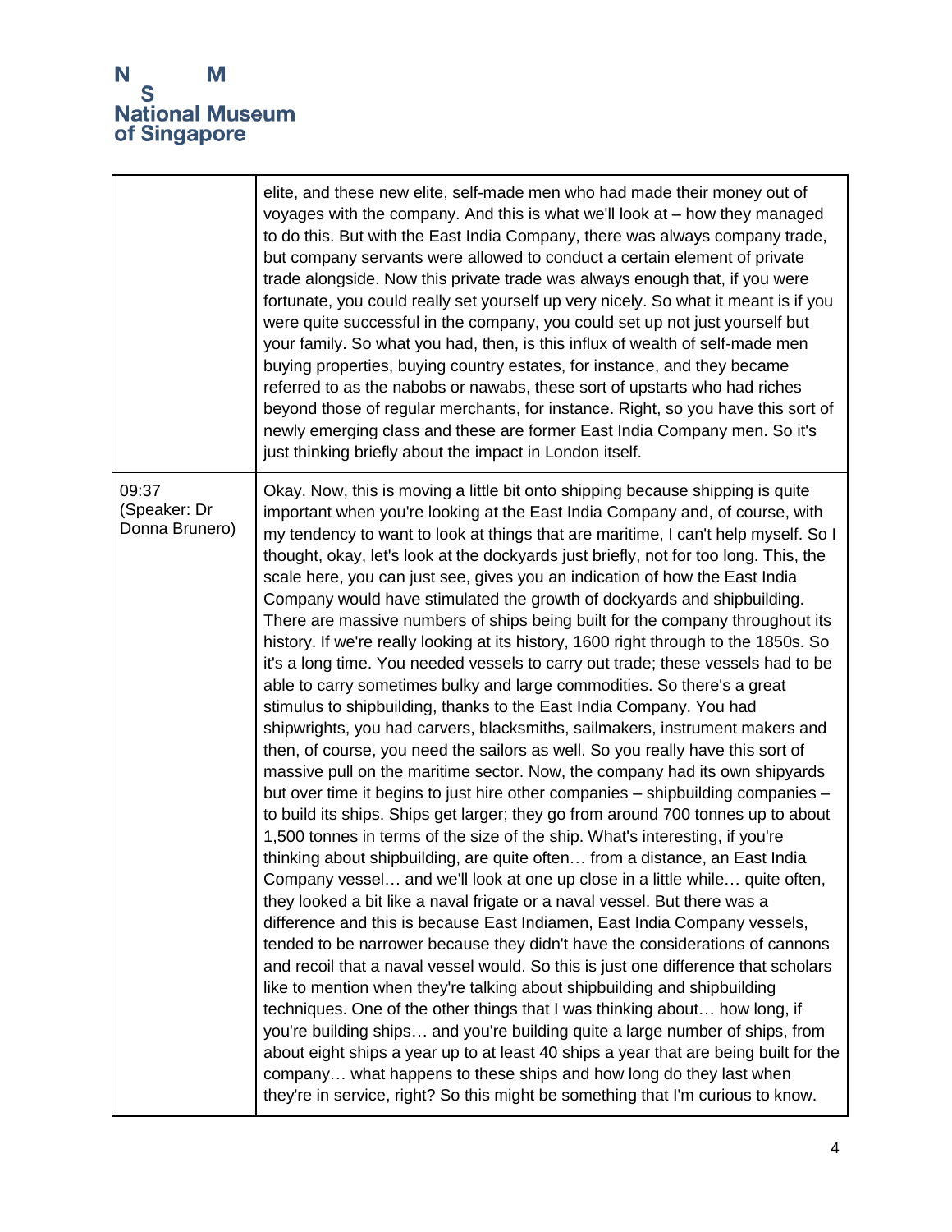| | |
|---|---|
| | elite, and these new elite, self-made men who had made their money out of voyages with the company. And this is what we'll look at – how they managed to do this. But with the East India Company, there was always company trade, but company servants were allowed to conduct a certain element of private trade alongside. Now this private trade was always enough that, if you were fortunate, you could really set yourself up very nicely. So what it meant is if you were quite successful in the company, you could set up not just yourself but your family. So what you had, then, is this influx of wealth of self-made men buying properties, buying country estates, for instance, and they became referred to as the nabobs or nawabs, these sort of upstarts who had riches beyond those of regular merchants, for instance. Right, so you have this sort of newly emerging class and these are former East India Company men. So it's just thinking briefly about the impact in London itself. |
| 09:37 (Speaker: Dr Donna Brunero) | Okay. Now, this is moving a little bit onto shipping because shipping is quite important when you're looking at the East India Company and, of course, with my tendency to want to look at things that are maritime, I can't help myself. So I thought, okay, let's look at the dockyards just briefly, not for too long. This, the scale here, you can just see, gives you an indication of how the East India Company would have stimulated the growth of dockyards and shipbuilding. There are massive numbers of ships being built for the company throughout its history. If we're really looking at its history, 1600 right through to the 1850s. So it's a long time. You needed vessels to carry out trade; these vessels had to be able to carry sometimes bulky and large commodities. So there's a great stimulus to shipbuilding, thanks to the East India Company. You had shipwrights, you had carvers, blacksmiths, sailmakers, instrument makers and then, of course, you need the sailors as well. So you really have this sort of massive pull on the maritime sector. Now, the company had its own shipyards but over time it begins to just hire other companies – shipbuilding companies – to build its ships. Ships get larger; they go from around 700 tonnes up to about 1,500 tonnes in terms of the size of the ship. What's interesting, if you're thinking about shipbuilding, are quite often… from a distance, an East India Company vessel… and we'll look at one up close in a little while… quite often, they looked a bit like a naval frigate or a naval vessel. But there was a difference and this is because East Indiamen, East India Company vessels, tended to be narrower because they didn't have the considerations of cannons and recoil that a naval vessel would. So this is just one difference that scholars like to mention when they're talking about shipbuilding and shipbuilding techniques. One of the other things that I was thinking about… how long, if you're building ships… and you're building quite a large number of ships, from about eight ships a year up to at least 40 ships a year that are being built for the company… what happens to these ships and how long do they last when they're in service, right? So this might be something that I'm curious to know. |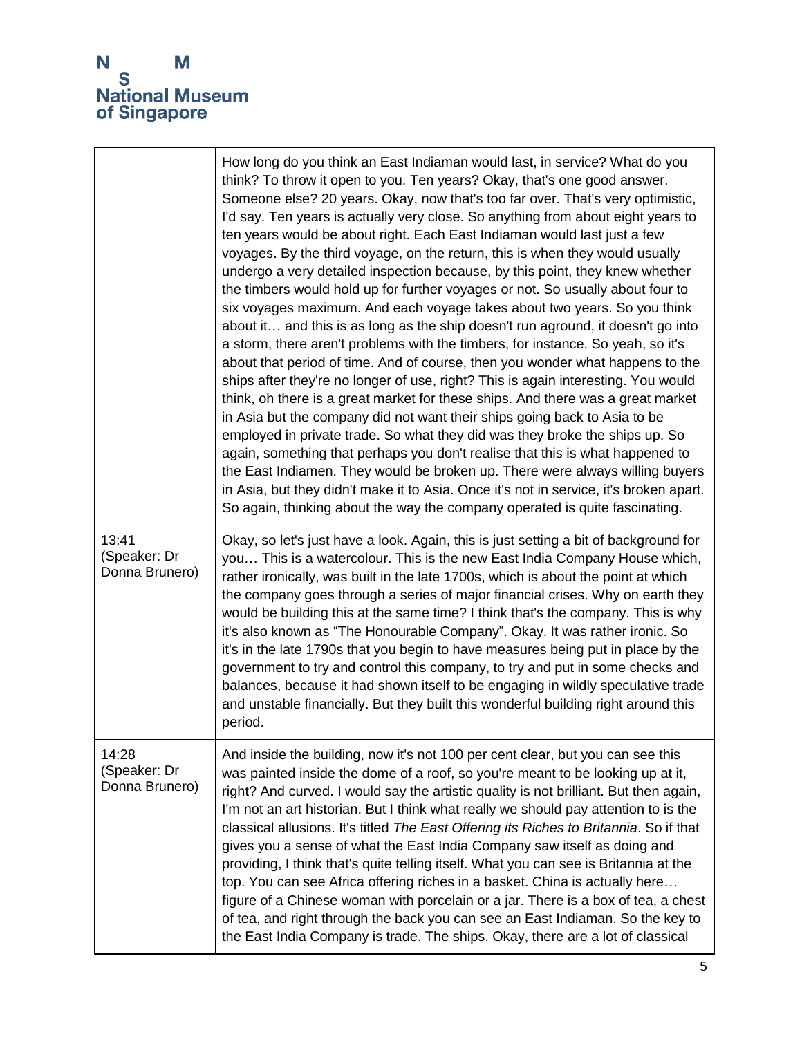| | |
|---|---|
| | How long do you think an East Indiaman would last, in service? What do you think? To throw it open to you. Ten years? Okay, that's one good answer. Someone else? 20 years. Okay, now that's too far over. That's very optimistic, I'd say. Ten years is actually very close. So anything from about eight years to ten years would be about right. Each East Indiaman would last just a few voyages. By the third voyage, on the return, this is when they would usually undergo a very detailed inspection because, by this point, they knew whether the timbers would hold up for further voyages or not. So usually about four to six voyages maximum. And each voyage takes about two years. So you think about it… and this is as long as the ship doesn't run aground, it doesn't go into a storm, there aren't problems with the timbers, for instance. So yeah, so it's about that period of time. And of course, then you wonder what happens to the ships after they're no longer of use, right? This is again interesting. You would think, oh there is a great market for these ships. And there was a great market in Asia but the company did not want their ships going back to Asia to be employed in private trade. So what they did was they broke the ships up. So again, something that perhaps you don't realise that this is what happened to the East Indiamen. They would be broken up. There were always willing buyers in Asia, but they didn't make it to Asia. Once it's not in service, it's broken apart. So again, thinking about the way the company operated is quite fascinating. |
| 13:41 (Speaker: Dr Donna Brunero) | Okay, so let's just have a look. Again, this is just setting a bit of background for you… This is a watercolour. This is the new East India Company House which, rather ironically, was built in the late 1700s, which is about the point at which the company goes through a series of major financial crises. Why on earth they would be building this at the same time? I think that's the company. This is why it's also known as "The Honourable Company". Okay. It was rather ironic. So it's in the late 1790s that you begin to have measures being put in place by the government to try and control this company, to try and put in some checks and balances, because it had shown itself to be engaging in wildly speculative trade and unstable financially. But they built this wonderful building right around this period. |
| 14:28 (Speaker: Dr Donna Brunero) | And inside the building, now it's not 100 per cent clear, but you can see this was painted inside the dome of a roof, so you're meant to be looking up at it, right? And curved. I would say the artistic quality is not brilliant. But then again, I'm not an art historian. But I think what really we should pay attention to is the classical allusions. It's titled *The East Offering its Riches to Britannia*. So if that gives you a sense of what the East India Company saw itself as doing and providing, I think that's quite telling itself. What you can see is Britannia at the top. You can see Africa offering riches in a basket. China is actually here… figure of a Chinese woman with porcelain or a jar. There is a box of tea, a chest of tea, and right through the back you can see an East Indiaman. So the key to the East India Company is trade. The ships. Okay, there are a lot of classical |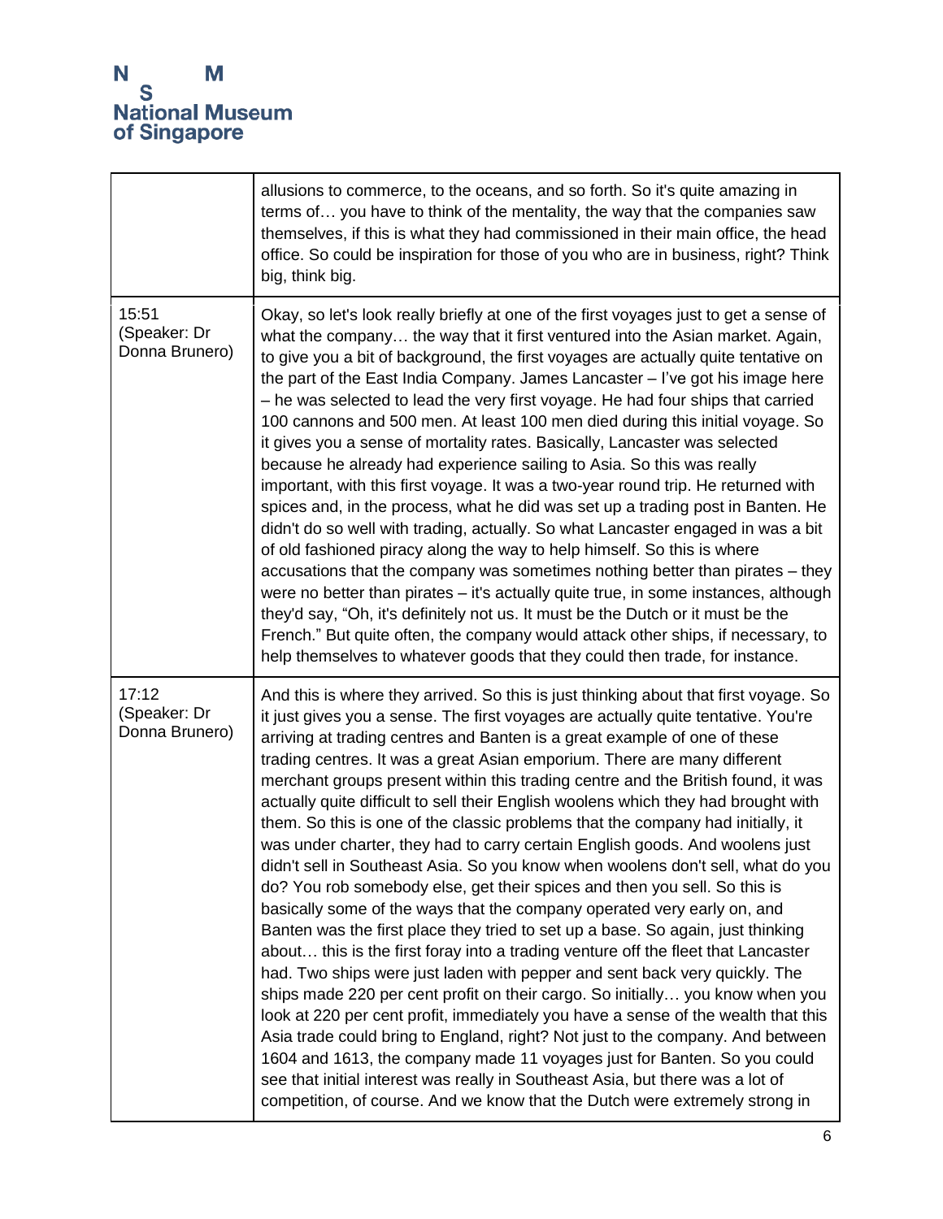| | |
|---|---|
| | allusions to commerce, to the oceans, and so forth. So it's quite amazing in terms of… you have to think of the mentality, the way that the companies saw themselves, if this is what they had commissioned in their main office, the head office. So could be inspiration for those of you who are in business, right? Think big, think big. |
| 15:51 (Speaker: Dr Donna Brunero) | Okay, so let's look really briefly at one of the first voyages just to get a sense of what the company… the way that it first ventured into the Asian market. Again, to give you a bit of background, the first voyages are actually quite tentative on the part of the East India Company. James Lancaster – I've got his image here – he was selected to lead the very first voyage. He had four ships that carried 100 cannons and 500 men. At least 100 men died during this initial voyage. So it gives you a sense of mortality rates. Basically, Lancaster was selected because he already had experience sailing to Asia. So this was really important, with this first voyage. It was a two-year round trip. He returned with spices and, in the process, what he did was set up a trading post in Banten. He didn't do so well with trading, actually. So what Lancaster engaged in was a bit of old fashioned piracy along the way to help himself. So this is where accusations that the company was sometimes nothing better than pirates – they were no better than pirates – it's actually quite true, in some instances, although they'd say, "Oh, it's definitely not us. It must be the Dutch or it must be the French." But quite often, the company would attack other ships, if necessary, to help themselves to whatever goods that they could then trade, for instance. |
| 17:12 (Speaker: Dr Donna Brunero) | And this is where they arrived. So this is just thinking about that first voyage. So it just gives you a sense. The first voyages are actually quite tentative. You're arriving at trading centres and Banten is a great example of one of these trading centres. It was a great Asian emporium. There are many different merchant groups present within this trading centre and the British found, it was actually quite difficult to sell their English woolens which they had brought with them. So this is one of the classic problems that the company had initially, it was under charter, they had to carry certain English goods. And woolens just didn't sell in Southeast Asia. So you know when woolens don't sell, what do you do? You rob somebody else, get their spices and then you sell. So this is basically some of the ways that the company operated very early on, and Banten was the first place they tried to set up a base. So again, just thinking about… this is the first foray into a trading venture off the fleet that Lancaster had. Two ships were just laden with pepper and sent back very quickly. The ships made 220 per cent profit on their cargo. So initially… you know when you look at 220 per cent profit, immediately you have a sense of the wealth that this Asia trade could bring to England, right? Not just to the company. And between 1604 and 1613, the company made 11 voyages just for Banten. So you could see that initial interest was really in Southeast Asia, but there was a lot of competition, of course. And we know that the Dutch were extremely strong in |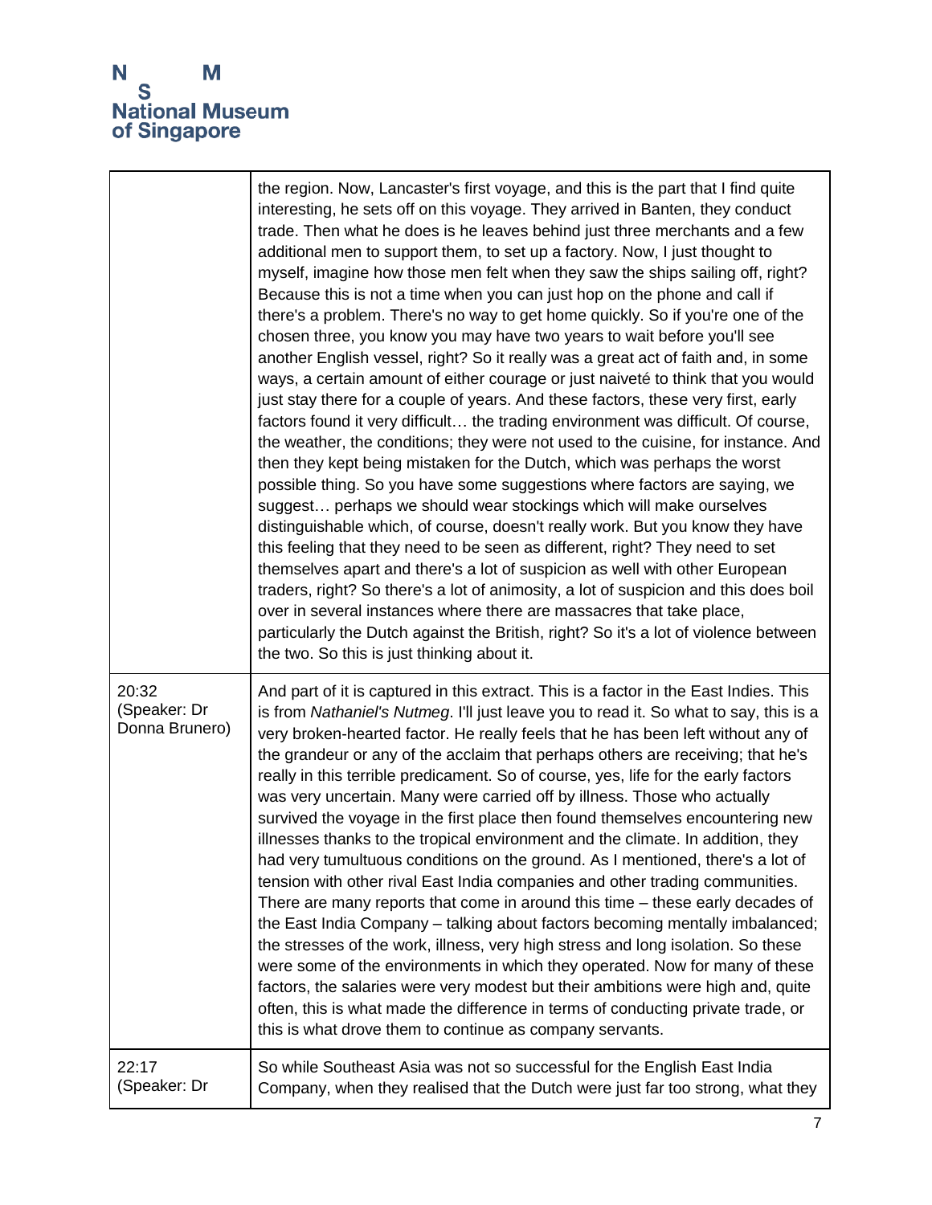| | |
|---|---|
| | the region. Now, Lancaster's first voyage, and this is the part that I find quite interesting, he sets off on this voyage. They arrived in Banten, they conduct trade. Then what he does is he leaves behind just three merchants and a few additional men to support them, to set up a factory. Now, I just thought to myself, imagine how those men felt when they saw the ships sailing off, right? Because this is not a time when you can just hop on the phone and call if there's a problem. There's no way to get home quickly. So if you're one of the chosen three, you know you may have two years to wait before you'll see another English vessel, right? So it really was a great act of faith and, in some ways, a certain amount of either courage or just naiveté to think that you would just stay there for a couple of years. And these factors, these very first, early factors found it very difficult… the trading environment was difficult. Of course, the weather, the conditions; they were not used to the cuisine, for instance. And then they kept being mistaken for the Dutch, which was perhaps the worst possible thing. So you have some suggestions where factors are saying, we suggest… perhaps we should wear stockings which will make ourselves distinguishable which, of course, doesn't really work. But you know they have this feeling that they need to be seen as different, right? They need to set themselves apart and there's a lot of suspicion as well with other European traders, right? So there's a lot of animosity, a lot of suspicion and this does boil over in several instances where there are massacres that take place, particularly the Dutch against the British, right? So it's a lot of violence between the two. So this is just thinking about it. |
| 20:32 (Speaker: Dr Donna Brunero) | And part of it is captured in this extract. This is a factor in the East Indies. This is from *Nathaniel's Nutmeg*. I'll just leave you to read it. So what to say, this is a very broken-hearted factor. He really feels that he has been left without any of the grandeur or any of the acclaim that perhaps others are receiving; that he's really in this terrible predicament. So of course, yes, life for the early factors was very uncertain. Many were carried off by illness. Those who actually survived the voyage in the first place then found themselves encountering new illnesses thanks to the tropical environment and the climate. In addition, they had very tumultuous conditions on the ground. As I mentioned, there's a lot of tension with other rival East India companies and other trading communities. There are many reports that come in around this time – these early decades of the East India Company – talking about factors becoming mentally imbalanced; the stresses of the work, illness, very high stress and long isolation. So these were some of the environments in which they operated. Now for many of these factors, the salaries were very modest but their ambitions were high and, quite often, this is what made the difference in terms of conducting private trade, or this is what drove them to continue as company servants. |
| 22:17 (Speaker: Dr | So while Southeast Asia was not so successful for the English East India Company, when they realised that the Dutch were just far too strong, what they |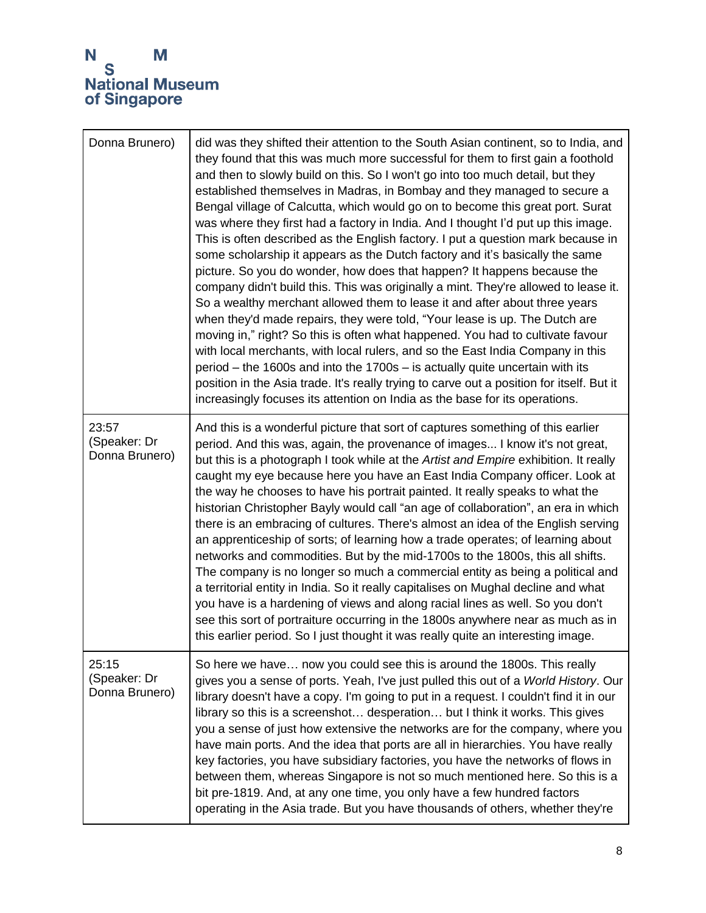| | |
|---|---|
| Donna Brunero) | did was they shifted their attention to the South Asian continent, so to India, and they found that this was much more successful for them to first gain a foothold and then to slowly build on this. So I won't go into too much detail, but they established themselves in Madras, in Bombay and they managed to secure a Bengal village of Calcutta, which would go on to become this great port. Surat was where they first had a factory in India. And I thought I'd put up this image. This is often described as the English factory. I put a question mark because in some scholarship it appears as the Dutch factory and it's basically the same picture. So you do wonder, how does that happen? It happens because the company didn't build this. This was originally a mint. They're allowed to lease it. So a wealthy merchant allowed them to lease it and after about three years when they'd made repairs, they were told, "Your lease is up. The Dutch are moving in," right? So this is often what happened. You had to cultivate favour with local merchants, with local rulers, and so the East India Company in this period – the 1600s and into the 1700s – is actually quite uncertain with its position in the Asia trade. It's really trying to carve out a position for itself. But it increasingly focuses its attention on India as the base for its operations. |
| 23:57 (Speaker: Dr Donna Brunero) | And this is a wonderful picture that sort of captures something of this earlier period. And this was, again, the provenance of images... I know it's not great, but this is a photograph I took while at the *Artist and Empire* exhibition. It really caught my eye because here you have an East India Company officer. Look at the way he chooses to have his portrait painted. It really speaks to what the historian Christopher Bayly would call "an age of collaboration", an era in which there is an embracing of cultures. There's almost an idea of the English serving an apprenticeship of sorts; of learning how a trade operates; of learning about networks and commodities. But by the mid-1700s to the 1800s, this all shifts. The company is no longer so much a commercial entity as being a political and a territorial entity in India. So it really capitalises on Mughal decline and what you have is a hardening of views and along racial lines as well. So you don't see this sort of portraiture occurring in the 1800s anywhere near as much as in this earlier period. So I just thought it was really quite an interesting image. |
| 25:15 (Speaker: Dr Donna Brunero) | So here we have… now you could see this is around the 1800s. This really gives you a sense of ports. Yeah, I've just pulled this out of a *World History*. Our library doesn't have a copy. I'm going to put in a request. I couldn't find it in our library so this is a screenshot… desperation… but I think it works. This gives you a sense of just how extensive the networks are for the company, where you have main ports. And the idea that ports are all in hierarchies. You have really key factories, you have subsidiary factories, you have the networks of flows in between them, whereas Singapore is not so much mentioned here. So this is a bit pre-1819. And, at any one time, you only have a few hundred factors operating in the Asia trade. But you have thousands of others, whether they're |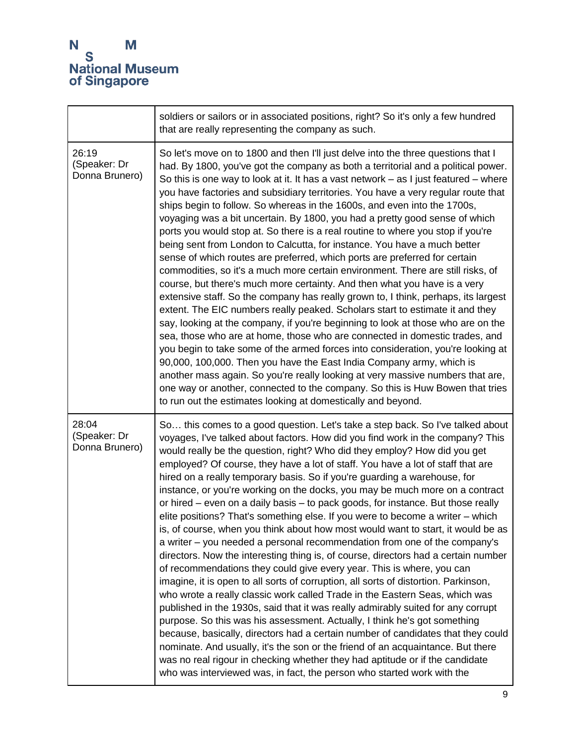| | |
|---|---|
| | soldiers or sailors or in associated positions, right? So it's only a few hundred that are really representing the company as such. |
| 26:19 (Speaker: Dr Donna Brunero) | So let's move on to 1800 and then I'll just delve into the three questions that I had. By 1800, you've got the company as both a territorial and a political power. So this is one way to look at it. It has a vast network – as I just featured – where you have factories and subsidiary territories. You have a very regular route that ships begin to follow. So whereas in the 1600s, and even into the 1700s, voyaging was a bit uncertain. By 1800, you had a pretty good sense of which ports you would stop at. So there is a real routine to where you stop if you're being sent from London to Calcutta, for instance. You have a much better sense of which routes are preferred, which ports are preferred for certain commodities, so it's a much more certain environment. There are still risks, of course, but there's much more certainty. And then what you have is a very extensive staff. So the company has really grown to, I think, perhaps, its largest extent. The EIC numbers really peaked. Scholars start to estimate it and they say, looking at the company, if you're beginning to look at those who are on the sea, those who are at home, those who are connected in domestic trades, and you begin to take some of the armed forces into consideration, you're looking at 90,000, 100,000. Then you have the East India Company army, which is another mass again. So you're really looking at very massive numbers that are, one way or another, connected to the company. So this is Huw Bowen that tries to run out the estimates looking at domestically and beyond. |
| 28:04 (Speaker: Dr Donna Brunero) | So… this comes to a good question. Let's take a step back. So I've talked about voyages, I've talked about factors. How did you find work in the company? This would really be the question, right? Who did they employ? How did you get employed? Of course, they have a lot of staff. You have a lot of staff that are hired on a really temporary basis. So if you're guarding a warehouse, for instance, or you're working on the docks, you may be much more on a contract or hired – even on a daily basis – to pack goods, for instance. But those really elite positions? That's something else. If you were to become a writer – which is, of course, when you think about how most would want to start, it would be as a writer – you needed a personal recommendation from one of the company's directors. Now the interesting thing is, of course, directors had a certain number of recommendations they could give every year. This is where, you can imagine, it is open to all sorts of corruption, all sorts of distortion. Parkinson, who wrote a really classic work called Trade in the Eastern Seas, which was published in the 1930s, said that it was really admirably suited for any corrupt purpose. So this was his assessment. Actually, I think he's got something because, basically, directors had a certain number of candidates that they could nominate. And usually, it's the son or the friend of an acquaintance. But there was no real rigour in checking whether they had aptitude or if the candidate who was interviewed was, in fact, the person who started work with the |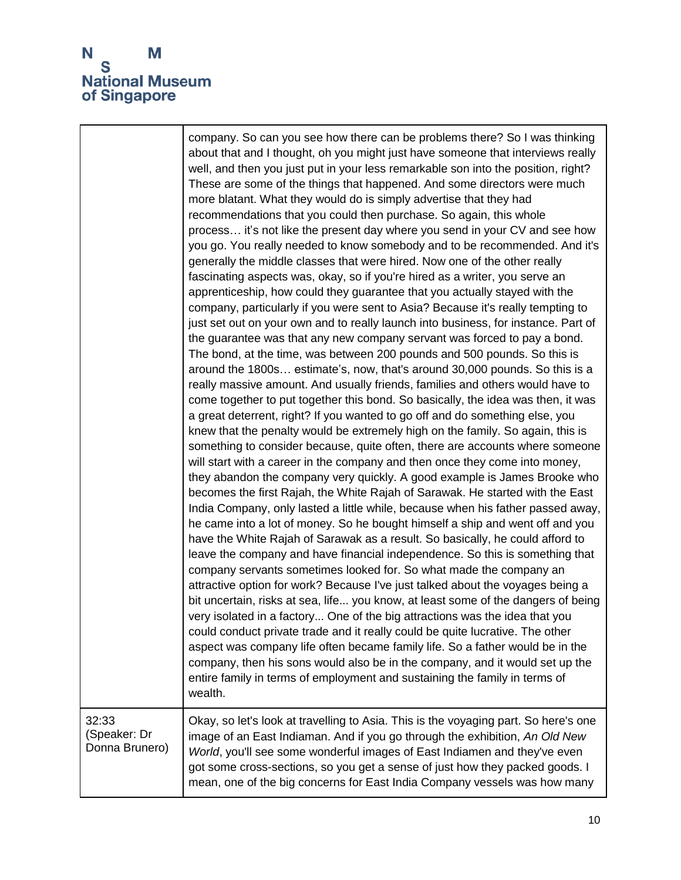| | |
|---|---|
| | company. So can you see how there can be problems there? So I was thinking about that and I thought, oh you might just have someone that interviews really well, and then you just put in your less remarkable son into the position, right? These are some of the things that happened. And some directors were much more blatant. What they would do is simply advertise that they had recommendations that you could then purchase. So again, this whole process… it's not like the present day where you send in your CV and see how you go. You really needed to know somebody and to be recommended. And it's generally the middle classes that were hired. Now one of the other really fascinating aspects was, okay, so if you're hired as a writer, you serve an apprenticeship, how could they guarantee that you actually stayed with the company, particularly if you were sent to Asia? Because it's really tempting to just set out on your own and to really launch into business, for instance. Part of the guarantee was that any new company servant was forced to pay a bond. The bond, at the time, was between 200 pounds and 500 pounds. So this is around the 1800s… estimate's, now, that's around 30,000 pounds. So this is a really massive amount. And usually friends, families and others would have to come together to put together this bond. So basically, the idea was then, it was a great deterrent, right? If you wanted to go off and do something else, you knew that the penalty would be extremely high on the family. So again, this is something to consider because, quite often, there are accounts where someone will start with a career in the company and then once they come into money, they abandon the company very quickly. A good example is James Brooke who becomes the first Rajah, the White Rajah of Sarawak. He started with the East India Company, only lasted a little while, because when his father passed away, he came into a lot of money. So he bought himself a ship and went off and you have the White Rajah of Sarawak as a result. So basically, he could afford to leave the company and have financial independence. So this is something that company servants sometimes looked for. So what made the company an attractive option for work? Because I've just talked about the voyages being a bit uncertain, risks at sea, life... you know, at least some of the dangers of being very isolated in a factory... One of the big attractions was the idea that you could conduct private trade and it really could be quite lucrative. The other aspect was company life often became family life. So a father would be in the company, then his sons would also be in the company, and it would set up the entire family in terms of employment and sustaining the family in terms of wealth. |
| 32:33 (Speaker: Dr Donna Brunero) | Okay, so let's look at travelling to Asia. This is the voyaging part. So here's one image of an East Indiaman. And if you go through the exhibition, *An Old New World*, you'll see some wonderful images of East Indiamen and they've even got some cross-sections, so you get a sense of just how they packed goods. I mean, one of the big concerns for East India Company vessels was how many |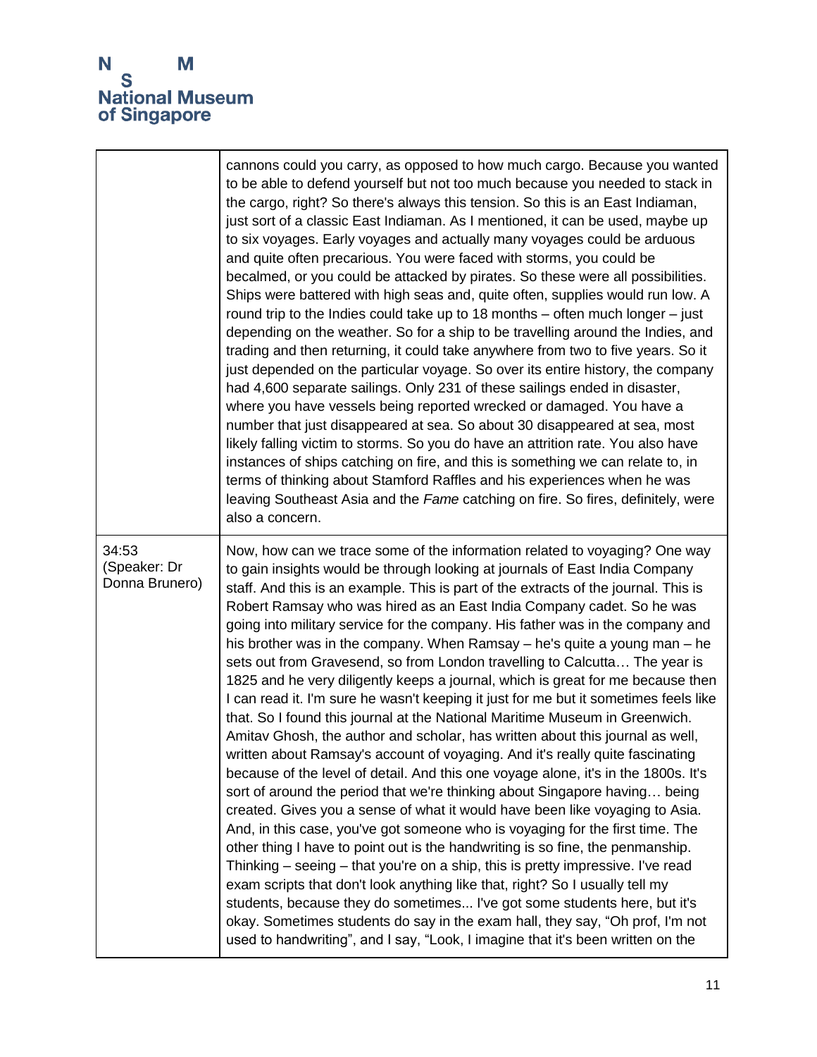| | |
|---|---|
| | cannons could you carry, as opposed to how much cargo. Because you wanted to be able to defend yourself but not too much because you needed to stack in the cargo, right? So there's always this tension. So this is an East Indiaman, just sort of a classic East Indiaman. As I mentioned, it can be used, maybe up to six voyages. Early voyages and actually many voyages could be arduous and quite often precarious. You were faced with storms, you could be becalmed, or you could be attacked by pirates. So these were all possibilities. Ships were battered with high seas and, quite often, supplies would run low. A round trip to the Indies could take up to 18 months – often much longer – just depending on the weather. So for a ship to be travelling around the Indies, and trading and then returning, it could take anywhere from two to five years. So it just depended on the particular voyage. So over its entire history, the company had 4,600 separate sailings. Only 231 of these sailings ended in disaster, where you have vessels being reported wrecked or damaged. You have a number that just disappeared at sea. So about 30 disappeared at sea, most likely falling victim to storms. So you do have an attrition rate. You also have instances of ships catching on fire, and this is something we can relate to, in terms of thinking about Stamford Raffles and his experiences when he was leaving Southeast Asia and the *Fame* catching on fire. So fires, definitely, were also a concern. |
| 34:53 (Speaker: Dr Donna Brunero) | Now, how can we trace some of the information related to voyaging? One way to gain insights would be through looking at journals of East India Company staff. And this is an example. This is part of the extracts of the journal. This is Robert Ramsay who was hired as an East India Company cadet. So he was going into military service for the company. His father was in the company and his brother was in the company. When Ramsay – he's quite a young man – he sets out from Gravesend, so from London travelling to Calcutta… The year is 1825 and he very diligently keeps a journal, which is great for me because then I can read it. I'm sure he wasn't keeping it just for me but it sometimes feels like that. So I found this journal at the National Maritime Museum in Greenwich. Amitav Ghosh, the author and scholar, has written about this journal as well, written about Ramsay's account of voyaging. And it's really quite fascinating because of the level of detail. And this one voyage alone, it's in the 1800s. It's sort of around the period that we're thinking about Singapore having… being created. Gives you a sense of what it would have been like voyaging to Asia. And, in this case, you've got someone who is voyaging for the first time. The other thing I have to point out is the handwriting is so fine, the penmanship. Thinking – seeing – that you're on a ship, this is pretty impressive. I've read exam scripts that don't look anything like that, right? So I usually tell my students, because they do sometimes... I've got some students here, but it's okay. Sometimes students do say in the exam hall, they say, "Oh prof, I'm not used to handwriting", and I say, "Look, I imagine that it's been written on the |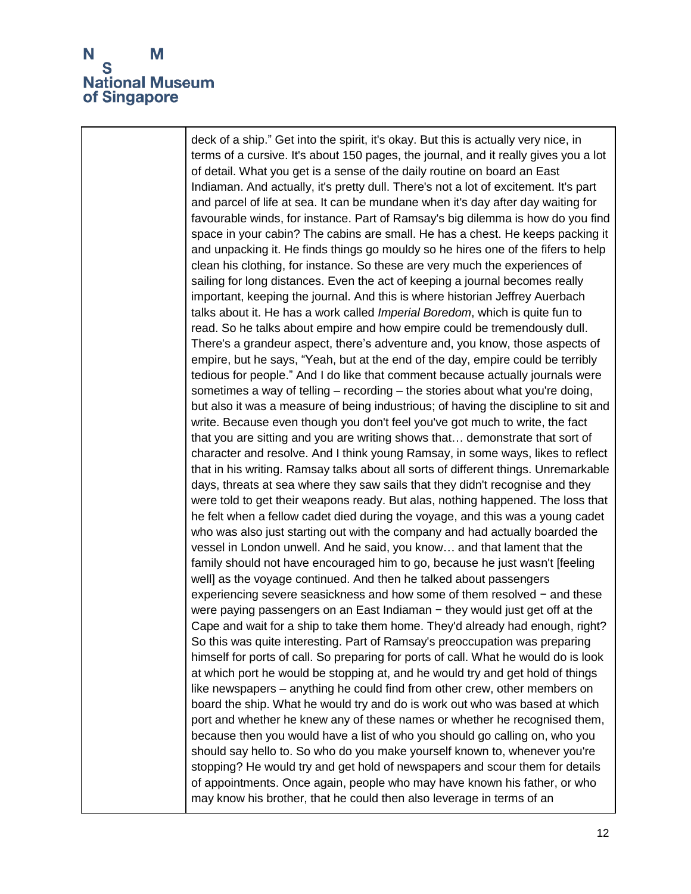| | |
|---|---|
| | deck of a ship." Get into the spirit, it's okay. But this is actually very nice, in terms of a cursive. It's about 150 pages, the journal, and it really gives you a lot of detail. What you get is a sense of the daily routine on board an East Indiaman. And actually, it's pretty dull. There's not a lot of excitement. It's part and parcel of life at sea. It can be mundane when it's day after day waiting for favourable winds, for instance. Part of Ramsay's big dilemma is how do you find space in your cabin? The cabins are small. He has a chest. He keeps packing it and unpacking it. He finds things go mouldy so he hires one of the fifers to help clean his clothing, for instance. So these are very much the experiences of sailing for long distances. Even the act of keeping a journal becomes really important, keeping the journal. And this is where historian Jeffrey Auerbach talks about it. He has a work called *Imperial Boredom*, which is quite fun to read. So he talks about empire and how empire could be tremendously dull. There's a grandeur aspect, there's adventure and, you know, those aspects of empire, but he says, "Yeah, but at the end of the day, empire could be terribly tedious for people." And I do like that comment because actually journals were sometimes a way of telling – recording – the stories about what you're doing, but also it was a measure of being industrious; of having the discipline to sit and write. Because even though you don't feel you've got much to write, the fact that you are sitting and you are writing shows that… demonstrate that sort of character and resolve. And I think young Ramsay, in some ways, likes to reflect that in his writing. Ramsay talks about all sorts of different things. Unremarkable days, threats at sea where they saw sails that they didn't recognise and they were told to get their weapons ready. But alas, nothing happened. The loss that he felt when a fellow cadet died during the voyage, and this was a young cadet who was also just starting out with the company and had actually boarded the vessel in London unwell. And he said, you know… and that lament that the family should not have encouraged him to go, because he just wasn't [feeling well] as the voyage continued. And then he talked about passengers experiencing severe seasickness and how some of them resolved − and these were paying passengers on an East Indiaman − they would just get off at the Cape and wait for a ship to take them home. They'd already had enough, right? So this was quite interesting. Part of Ramsay's preoccupation was preparing himself for ports of call. So preparing for ports of call. What he would do is look at which port he would be stopping at, and he would try and get hold of things like newspapers – anything he could find from other crew, other members on board the ship. What he would try and do is work out who was based at which port and whether he knew any of these names or whether he recognised them, because then you would have a list of who you should go calling on, who you should say hello to. So who do you make yourself known to, whenever you're stopping? He would try and get hold of newspapers and scour them for details of appointments. Once again, people who may have known his father, or who may know his brother, that he could then also leverage in terms of an |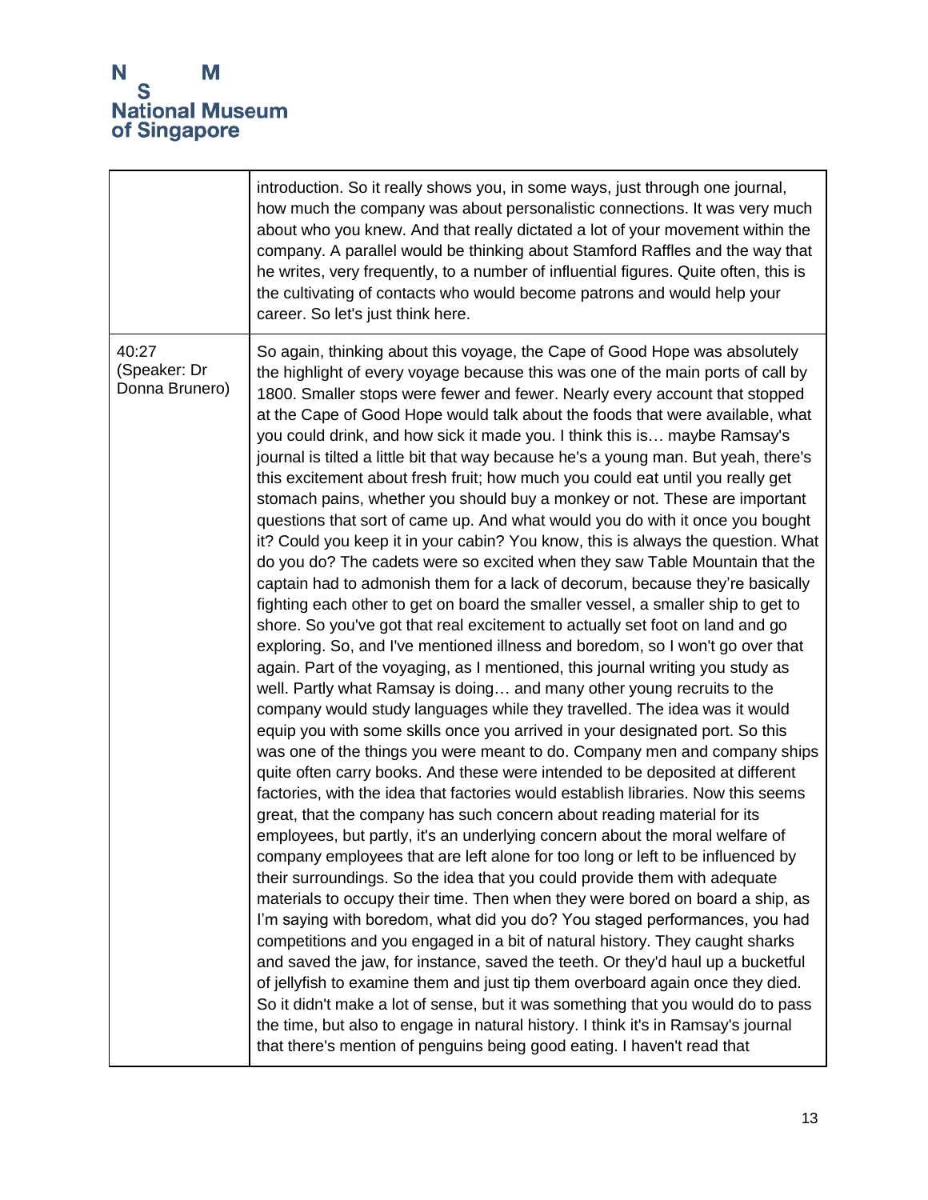| | |
|---|---|
| | introduction. So it really shows you, in some ways, just through one journal, how much the company was about personalistic connections. It was very much about who you knew. And that really dictated a lot of your movement within the company. A parallel would be thinking about Stamford Raffles and the way that he writes, very frequently, to a number of influential figures. Quite often, this is the cultivating of contacts who would become patrons and would help your career. So let's just think here. |
| 40:27 (Speaker: Dr Donna Brunero) | So again, thinking about this voyage, the Cape of Good Hope was absolutely the highlight of every voyage because this was one of the main ports of call by 1800. Smaller stops were fewer and fewer. Nearly every account that stopped at the Cape of Good Hope would talk about the foods that were available, what you could drink, and how sick it made you. I think this is… maybe Ramsay's journal is tilted a little bit that way because he's a young man. But yeah, there's this excitement about fresh fruit; how much you could eat until you really get stomach pains, whether you should buy a monkey or not. These are important questions that sort of came up. And what would you do with it once you bought it? Could you keep it in your cabin? You know, this is always the question. What do you do? The cadets were so excited when they saw Table Mountain that the captain had to admonish them for a lack of decorum, because they're basically fighting each other to get on board the smaller vessel, a smaller ship to get to shore. So you've got that real excitement to actually set foot on land and go exploring. So, and I've mentioned illness and boredom, so I won't go over that again. Part of the voyaging, as I mentioned, this journal writing you study as well. Partly what Ramsay is doing… and many other young recruits to the company would study languages while they travelled. The idea was it would equip you with some skills once you arrived in your designated port. So this was one of the things you were meant to do. Company men and company ships quite often carry books. And these were intended to be deposited at different factories, with the idea that factories would establish libraries. Now this seems great, that the company has such concern about reading material for its employees, but partly, it's an underlying concern about the moral welfare of company employees that are left alone for too long or left to be influenced by their surroundings. So the idea that you could provide them with adequate materials to occupy their time. Then when they were bored on board a ship, as I'm saying with boredom, what did you do? You staged performances, you had competitions and you engaged in a bit of natural history. They caught sharks and saved the jaw, for instance, saved the teeth. Or they'd haul up a bucketful of jellyfish to examine them and just tip them overboard again once they died. So it didn't make a lot of sense, but it was something that you would do to pass the time, but also to engage in natural history. I think it's in Ramsay's journal that there's mention of penguins being good eating. I haven't read that |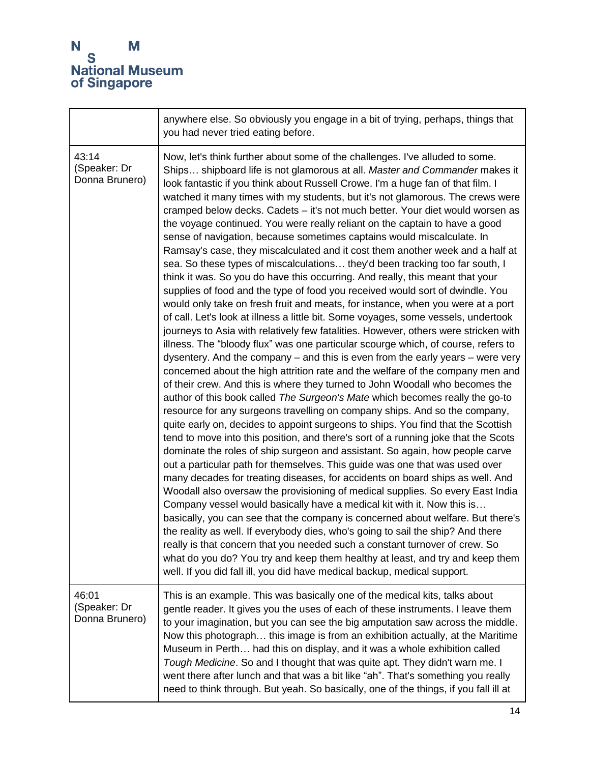| | |
|---|---|
| | anywhere else. So obviously you engage in a bit of trying, perhaps, things that you had never tried eating before. |
| 43:14 (Speaker: Dr Donna Brunero) | Now, let's think further about some of the challenges. I've alluded to some. Ships… shipboard life is not glamorous at all. *Master and Commander* makes it look fantastic if you think about Russell Crowe. I'm a huge fan of that film. I watched it many times with my students, but it's not glamorous. The crews were cramped below decks. Cadets – it's not much better. Your diet would worsen as the voyage continued. You were really reliant on the captain to have a good sense of navigation, because sometimes captains would miscalculate. In Ramsay's case, they miscalculated and it cost them another week and a half at sea. So these types of miscalculations… they'd been tracking too far south, I think it was. So you do have this occurring. And really, this meant that your supplies of food and the type of food you received would sort of dwindle. You would only take on fresh fruit and meats, for instance, when you were at a port of call. Let's look at illness a little bit. Some voyages, some vessels, undertook journeys to Asia with relatively few fatalities. However, others were stricken with illness. The "bloody flux" was one particular scourge which, of course, refers to dysentery. And the company – and this is even from the early years – were very concerned about the high attrition rate and the welfare of the company men and of their crew. And this is where they turned to John Woodall who becomes the author of this book called *The Surgeon's Mate* which becomes really the go-to resource for any surgeons travelling on company ships. And so the company, quite early on, decides to appoint surgeons to ships. You find that the Scottish tend to move into this position, and there's sort of a running joke that the Scots dominate the roles of ship surgeon and assistant. So again, how people carve out a particular path for themselves. This guide was one that was used over many decades for treating diseases, for accidents on board ships as well. And Woodall also oversaw the provisioning of medical supplies. So every East India Company vessel would basically have a medical kit with it. Now this is… basically, you can see that the company is concerned about welfare. But there's the reality as well. If everybody dies, who's going to sail the ship? And there really is that concern that you needed such a constant turnover of crew. So what do you do? You try and keep them healthy at least, and try and keep them well. If you did fall ill, you did have medical backup, medical support. |
| 46:01 (Speaker: Dr Donna Brunero) | This is an example. This was basically one of the medical kits, talks about gentle reader. It gives you the uses of each of these instruments. I leave them to your imagination, but you can see the big amputation saw across the middle. Now this photograph… this image is from an exhibition actually, at the Maritime Museum in Perth… had this on display, and it was a whole exhibition called *Tough Medicine*. So and I thought that was quite apt. They didn't warn me. I went there after lunch and that was a bit like "ah". That's something you really need to think through. But yeah. So basically, one of the things, if you fall ill at |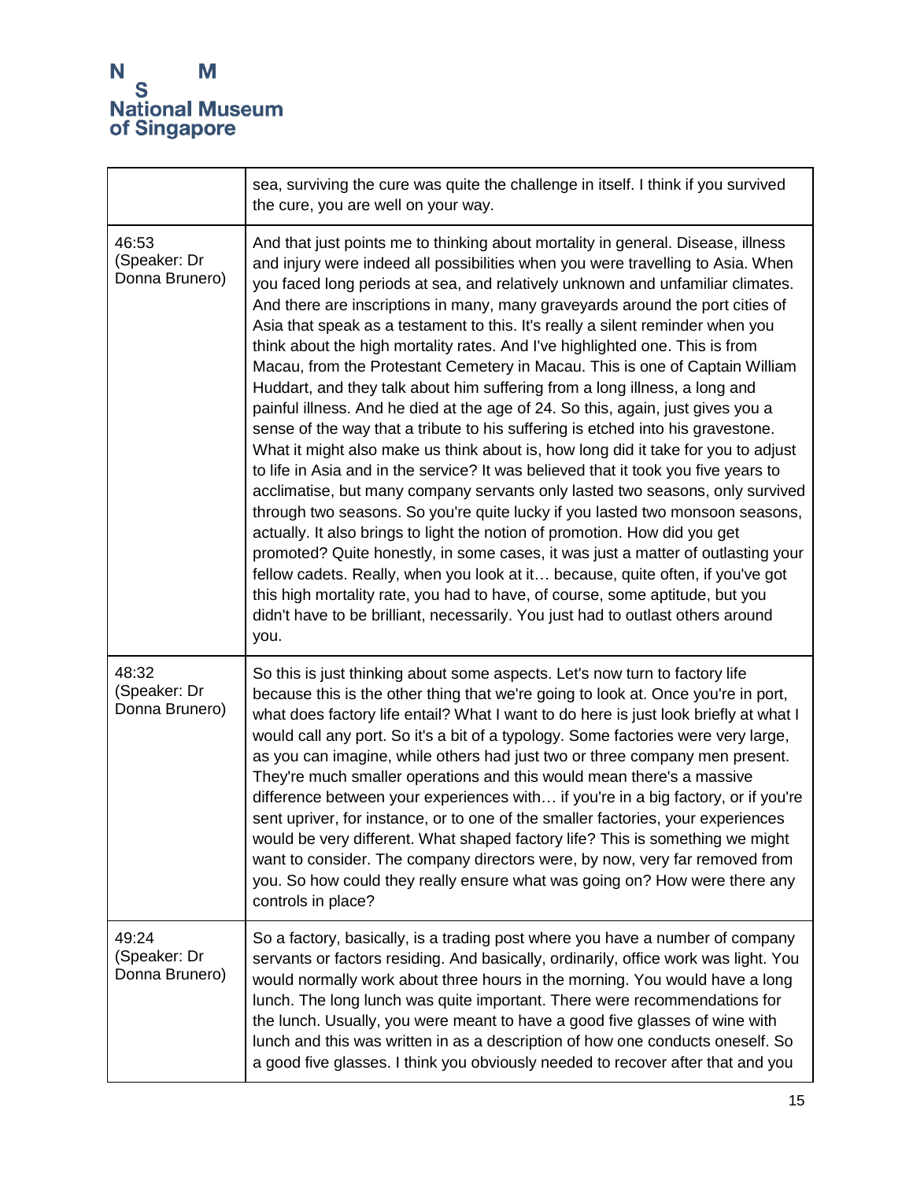| | |
|---|---|
| | sea, surviving the cure was quite the challenge in itself. I think if you survived the cure, you are well on your way. |
| 46:53 (Speaker: Dr Donna Brunero) | And that just points me to thinking about mortality in general. Disease, illness and injury were indeed all possibilities when you were travelling to Asia. When you faced long periods at sea, and relatively unknown and unfamiliar climates. And there are inscriptions in many, many graveyards around the port cities of Asia that speak as a testament to this. It's really a silent reminder when you think about the high mortality rates. And I've highlighted one. This is from Macau, from the Protestant Cemetery in Macau. This is one of Captain William Huddart, and they talk about him suffering from a long illness, a long and painful illness. And he died at the age of 24. So this, again, just gives you a sense of the way that a tribute to his suffering is etched into his gravestone. What it might also make us think about is, how long did it take for you to adjust to life in Asia and in the service? It was believed that it took you five years to acclimatise, but many company servants only lasted two seasons, only survived through two seasons. So you're quite lucky if you lasted two monsoon seasons, actually. It also brings to light the notion of promotion. How did you get promoted? Quite honestly, in some cases, it was just a matter of outlasting your fellow cadets. Really, when you look at it… because, quite often, if you've got this high mortality rate, you had to have, of course, some aptitude, but you didn't have to be brilliant, necessarily. You just had to outlast others around you. |
| 48:32 (Speaker: Dr Donna Brunero) | So this is just thinking about some aspects. Let's now turn to factory life because this is the other thing that we're going to look at. Once you're in port, what does factory life entail? What I want to do here is just look briefly at what I would call any port. So it's a bit of a typology. Some factories were very large, as you can imagine, while others had just two or three company men present. They're much smaller operations and this would mean there's a massive difference between your experiences with… if you're in a big factory, or if you're sent upriver, for instance, or to one of the smaller factories, your experiences would be very different. What shaped factory life? This is something we might want to consider. The company directors were, by now, very far removed from you. So how could they really ensure what was going on? How were there any controls in place? |
| 49:24 (Speaker: Dr Donna Brunero) | So a factory, basically, is a trading post where you have a number of company servants or factors residing. And basically, ordinarily, office work was light. You would normally work about three hours in the morning. You would have a long lunch. The long lunch was quite important. There were recommendations for the lunch. Usually, you were meant to have a good five glasses of wine with lunch and this was written in as a description of how one conducts oneself. So a good five glasses. I think you obviously needed to recover after that and you |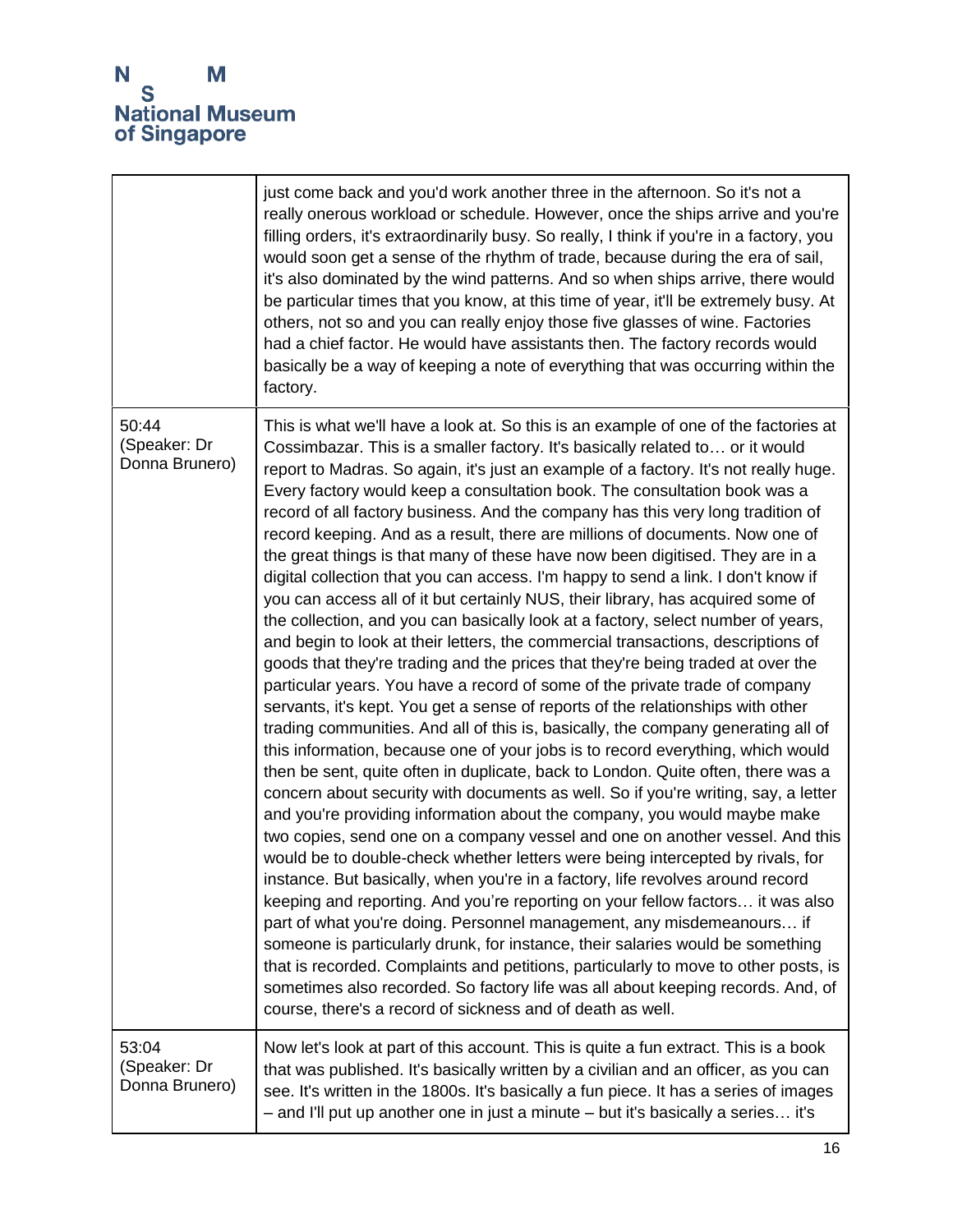| | |
|---|---|
| | just come back and you'd work another three in the afternoon. So it's not a really onerous workload or schedule. However, once the ships arrive and you're filling orders, it's extraordinarily busy. So really, I think if you're in a factory, you would soon get a sense of the rhythm of trade, because during the era of sail, it's also dominated by the wind patterns. And so when ships arrive, there would be particular times that you know, at this time of year, it'll be extremely busy. At others, not so and you can really enjoy those five glasses of wine. Factories had a chief factor. He would have assistants then. The factory records would basically be a way of keeping a note of everything that was occurring within the factory. |
| 50:44 (Speaker: Dr Donna Brunero) | This is what we'll have a look at. So this is an example of one of the factories at Cossimbazar. This is a smaller factory. It's basically related to… or it would report to Madras. So again, it's just an example of a factory. It's not really huge. Every factory would keep a consultation book. The consultation book was a record of all factory business. And the company has this very long tradition of record keeping. And as a result, there are millions of documents. Now one of the great things is that many of these have now been digitised. They are in a digital collection that you can access. I'm happy to send a link. I don't know if you can access all of it but certainly NUS, their library, has acquired some of the collection, and you can basically look at a factory, select number of years, and begin to look at their letters, the commercial transactions, descriptions of goods that they're trading and the prices that they're being traded at over the particular years. You have a record of some of the private trade of company servants, it's kept. You get a sense of reports of the relationships with other trading communities. And all of this is, basically, the company generating all of this information, because one of your jobs is to record everything, which would then be sent, quite often in duplicate, back to London. Quite often, there was a concern about security with documents as well. So if you're writing, say, a letter and you're providing information about the company, you would maybe make two copies, send one on a company vessel and one on another vessel. And this would be to double-check whether letters were being intercepted by rivals, for instance. But basically, when you're in a factory, life revolves around record keeping and reporting. And you're reporting on your fellow factors… it was also part of what you're doing. Personnel management, any misdemeanours… if someone is particularly drunk, for instance, their salaries would be something that is recorded. Complaints and petitions, particularly to move to other posts, is sometimes also recorded. So factory life was all about keeping records. And, of course, there's a record of sickness and of death as well. |
| 53:04 (Speaker: Dr Donna Brunero) | Now let's look at part of this account. This is quite a fun extract. This is a book that was published. It's basically written by a civilian and an officer, as you can see. It's written in the 1800s. It's basically a fun piece. It has a series of images – and I'll put up another one in just a minute – but it's basically a series… it's |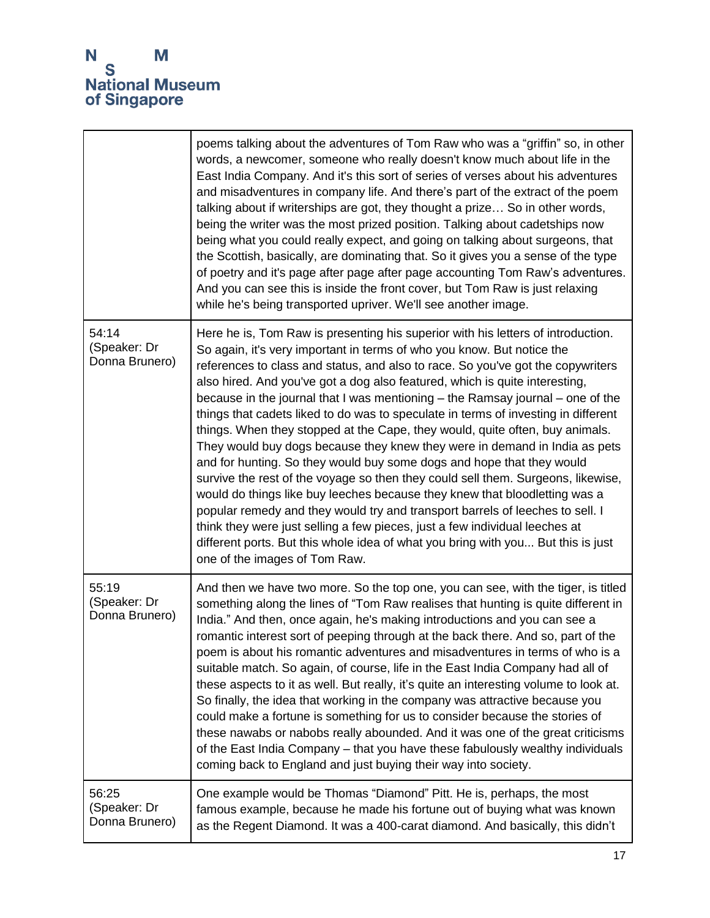|  |  |
| --- | --- |
|  | poems talking about the adventures of Tom Raw who was a "griffin" so, in other words, a newcomer, someone who really doesn't know much about life in the East India Company. And it's this sort of series of verses about his adventures and misadventures in company life. And there's part of the extract of the poem talking about if writerships are got, they thought a prize… So in other words, being the writer was the most prized position. Talking about cadetships now being what you could really expect, and going on talking about surgeons, that the Scottish, basically, are dominating that. So it gives you a sense of the type of poetry and it's page after page after page accounting Tom Raw's adventures. And you can see this is inside the front cover, but Tom Raw is just relaxing while he's being transported upriver. We'll see another image. |
| 54:14 (Speaker: Dr Donna Brunero) | Here he is, Tom Raw is presenting his superior with his letters of introduction. So again, it's very important in terms of who you know. But notice the references to class and status, and also to race. So you've got the copywriters also hired. And you've got a dog also featured, which is quite interesting, because in the journal that I was mentioning – the Ramsay journal – one of the things that cadets liked to do was to speculate in terms of investing in different things. When they stopped at the Cape, they would, quite often, buy animals. They would buy dogs because they knew they were in demand in India as pets and for hunting. So they would buy some dogs and hope that they would survive the rest of the voyage so then they could sell them. Surgeons, likewise, would do things like buy leeches because they knew that bloodletting was a popular remedy and they would try and transport barrels of leeches to sell. I think they were just selling a few pieces, just a few individual leeches at different ports. But this whole idea of what you bring with you... But this is just one of the images of Tom Raw. |
| 55:19 (Speaker: Dr Donna Brunero) | And then we have two more. So the top one, you can see, with the tiger, is titled something along the lines of "Tom Raw realises that hunting is quite different in India." And then, once again, he's making introductions and you can see a romantic interest sort of peeping through at the back there. And so, part of the poem is about his romantic adventures and misadventures in terms of who is a suitable match. So again, of course, life in the East India Company had all of these aspects to it as well. But really, it's quite an interesting volume to look at. So finally, the idea that working in the company was attractive because you could make a fortune is something for us to consider because the stories of these nawabs or nabobs really abounded. And it was one of the great criticisms of the East India Company – that you have these fabulously wealthy individuals coming back to England and just buying their way into society. |
| 56:25 (Speaker: Dr Donna Brunero) | One example would be Thomas "Diamond" Pitt. He is, perhaps, the most famous example, because he made his fortune out of buying what was known as the Regent Diamond. It was a 400-carat diamond. And basically, this didn't |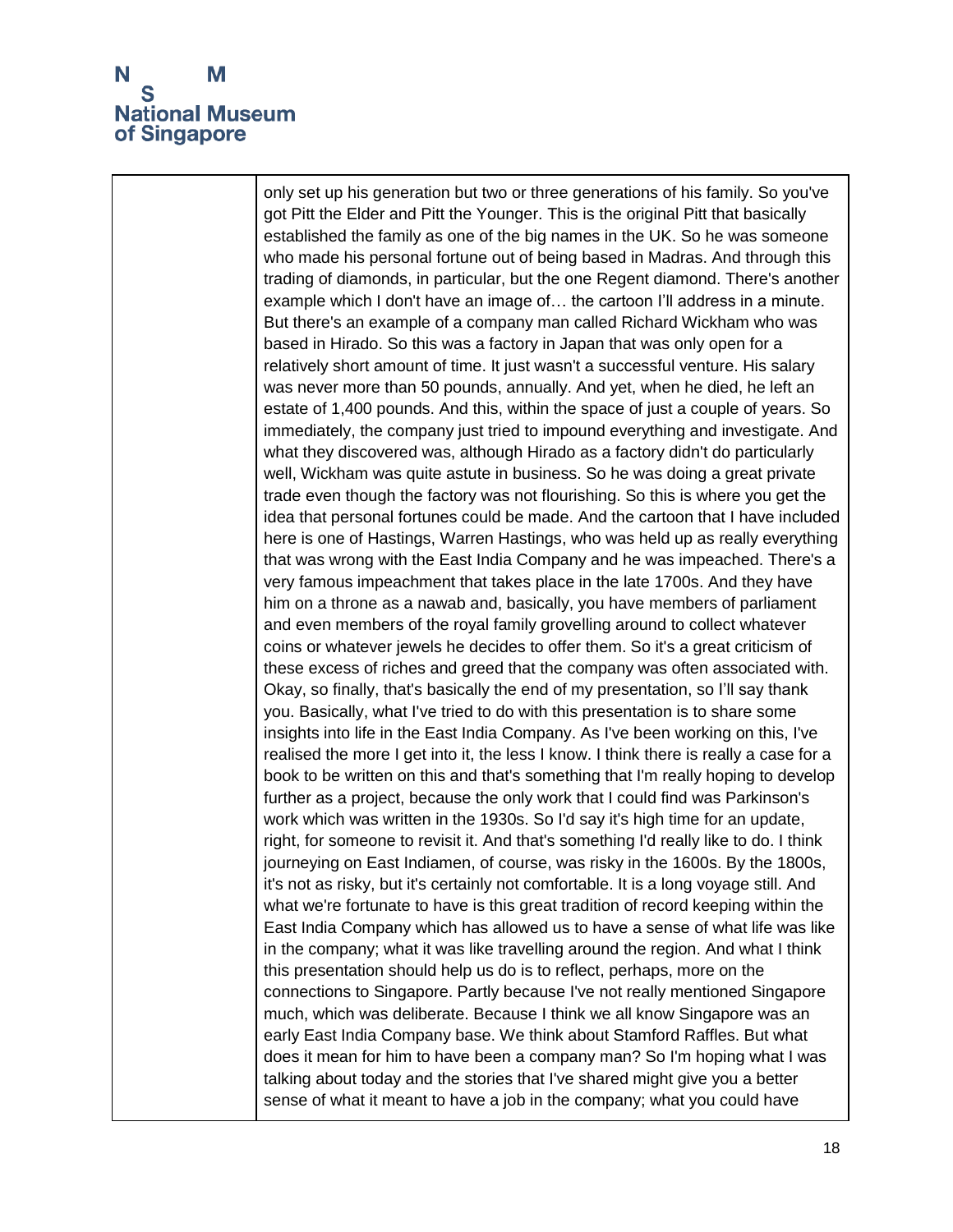| | |
|---|---|
| | only set up his generation but two or three generations of his family. So you've got Pitt the Elder and Pitt the Younger. This is the original Pitt that basically established the family as one of the big names in the UK. So he was someone who made his personal fortune out of being based in Madras. And through this trading of diamonds, in particular, but the one Regent diamond. There's another example which I don't have an image of… the cartoon I'll address in a minute. But there's an example of a company man called Richard Wickham who was based in Hirado. So this was a factory in Japan that was only open for a relatively short amount of time. It just wasn't a successful venture. His salary was never more than 50 pounds, annually. And yet, when he died, he left an estate of 1,400 pounds. And this, within the space of just a couple of years. So immediately, the company just tried to impound everything and investigate. And what they discovered was, although Hirado as a factory didn't do particularly well, Wickham was quite astute in business. So he was doing a great private trade even though the factory was not flourishing. So this is where you get the idea that personal fortunes could be made. And the cartoon that I have included here is one of Hastings, Warren Hastings, who was held up as really everything that was wrong with the East India Company and he was impeached. There's a very famous impeachment that takes place in the late 1700s. And they have him on a throne as a nawab and, basically, you have members of parliament and even members of the royal family grovelling around to collect whatever coins or whatever jewels he decides to offer them. So it's a great criticism of these excess of riches and greed that the company was often associated with. Okay, so finally, that's basically the end of my presentation, so I'll say thank you. Basically, what I've tried to do with this presentation is to share some insights into life in the East India Company. As I've been working on this, I've realised the more I get into it, the less I know. I think there is really a case for a book to be written on this and that's something that I'm really hoping to develop further as a project, because the only work that I could find was Parkinson's work which was written in the 1930s. So I'd say it's high time for an update, right, for someone to revisit it. And that's something I'd really like to do. I think journeying on East Indiamen, of course, was risky in the 1600s. By the 1800s, it's not as risky, but it's certainly not comfortable. It is a long voyage still. And what we're fortunate to have is this great tradition of record keeping within the East India Company which has allowed us to have a sense of what life was like in the company; what it was like travelling around the region. And what I think this presentation should help us do is to reflect, perhaps, more on the connections to Singapore. Partly because I've not really mentioned Singapore much, which was deliberate. Because I think we all know Singapore was an early East India Company base. We think about Stamford Raffles. But what does it mean for him to have been a company man? So I'm hoping what I was talking about today and the stories that I've shared might give you a better sense of what it meant to have a job in the company; what you could have |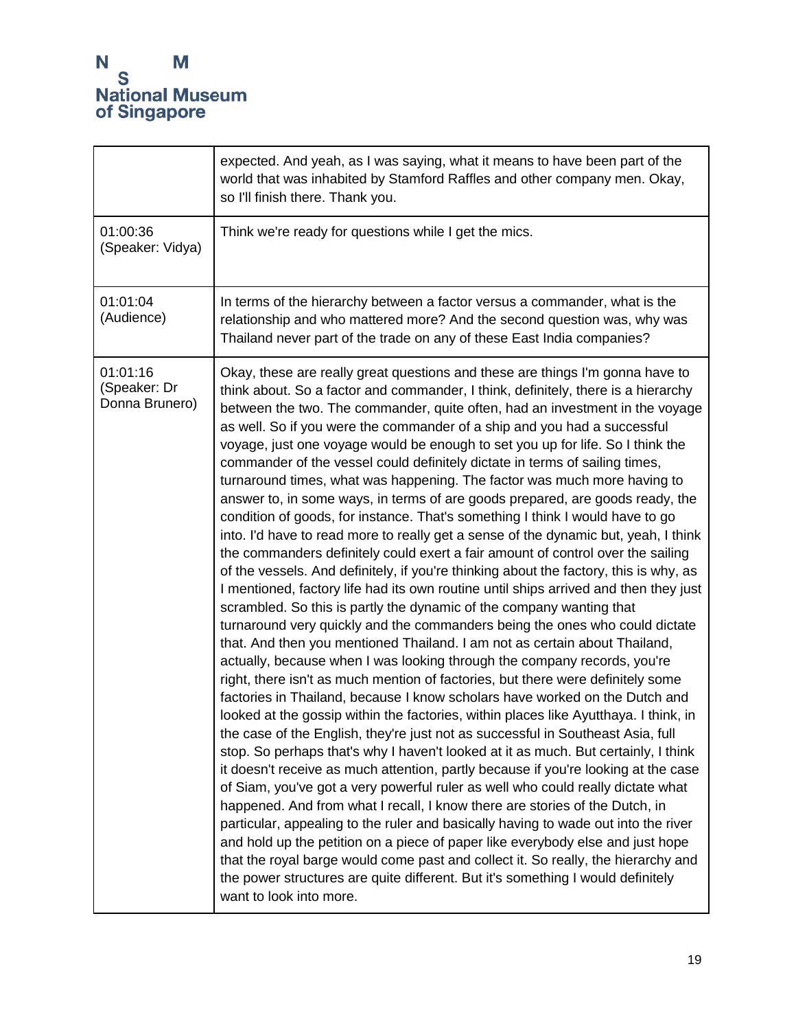| | |
|---|---|
| | expected. And yeah, as I was saying, what it means to have been part of the world that was inhabited by Stamford Raffles and other company men. Okay, so I'll finish there. Thank you. |
| 01:00:36 (Speaker: Vidya) | Think we're ready for questions while I get the mics. |
| 01:01:04 (Audience) | In terms of the hierarchy between a factor versus a commander, what is the relationship and who mattered more? And the second question was, why was Thailand never part of the trade on any of these East India companies? |
| 01:01:16 (Speaker: Dr Donna Brunero) | Okay, these are really great questions and these are things I'm gonna have to think about. So a factor and commander, I think, definitely, there is a hierarchy between the two. The commander, quite often, had an investment in the voyage as well. So if you were the commander of a ship and you had a successful voyage, just one voyage would be enough to set you up for life. So I think the commander of the vessel could definitely dictate in terms of sailing times, turnaround times, what was happening. The factor was much more having to answer to, in some ways, in terms of are goods prepared, are goods ready, the condition of goods, for instance. That's something I think I would have to go into. I'd have to read more to really get a sense of the dynamic but, yeah, I think the commanders definitely could exert a fair amount of control over the sailing of the vessels. And definitely, if you're thinking about the factory, this is why, as I mentioned, factory life had its own routine until ships arrived and then they just scrambled. So this is partly the dynamic of the company wanting that turnaround very quickly and the commanders being the ones who could dictate that. And then you mentioned Thailand. I am not as certain about Thailand, actually, because when I was looking through the company records, you're right, there isn't as much mention of factories, but there were definitely some factories in Thailand, because I know scholars have worked on the Dutch and looked at the gossip within the factories, within places like Ayutthaya. I think, in the case of the English, they're just not as successful in Southeast Asia, full stop. So perhaps that's why I haven't looked at it as much. But certainly, I think it doesn't receive as much attention, partly because if you're looking at the case of Siam, you've got a very powerful ruler as well who could really dictate what happened. And from what I recall, I know there are stories of the Dutch, in particular, appealing to the ruler and basically having to wade out into the river and hold up the petition on a piece of paper like everybody else and just hope that the royal barge would come past and collect it. So really, the hierarchy and the power structures are quite different. But it's something I would definitely want to look into more. |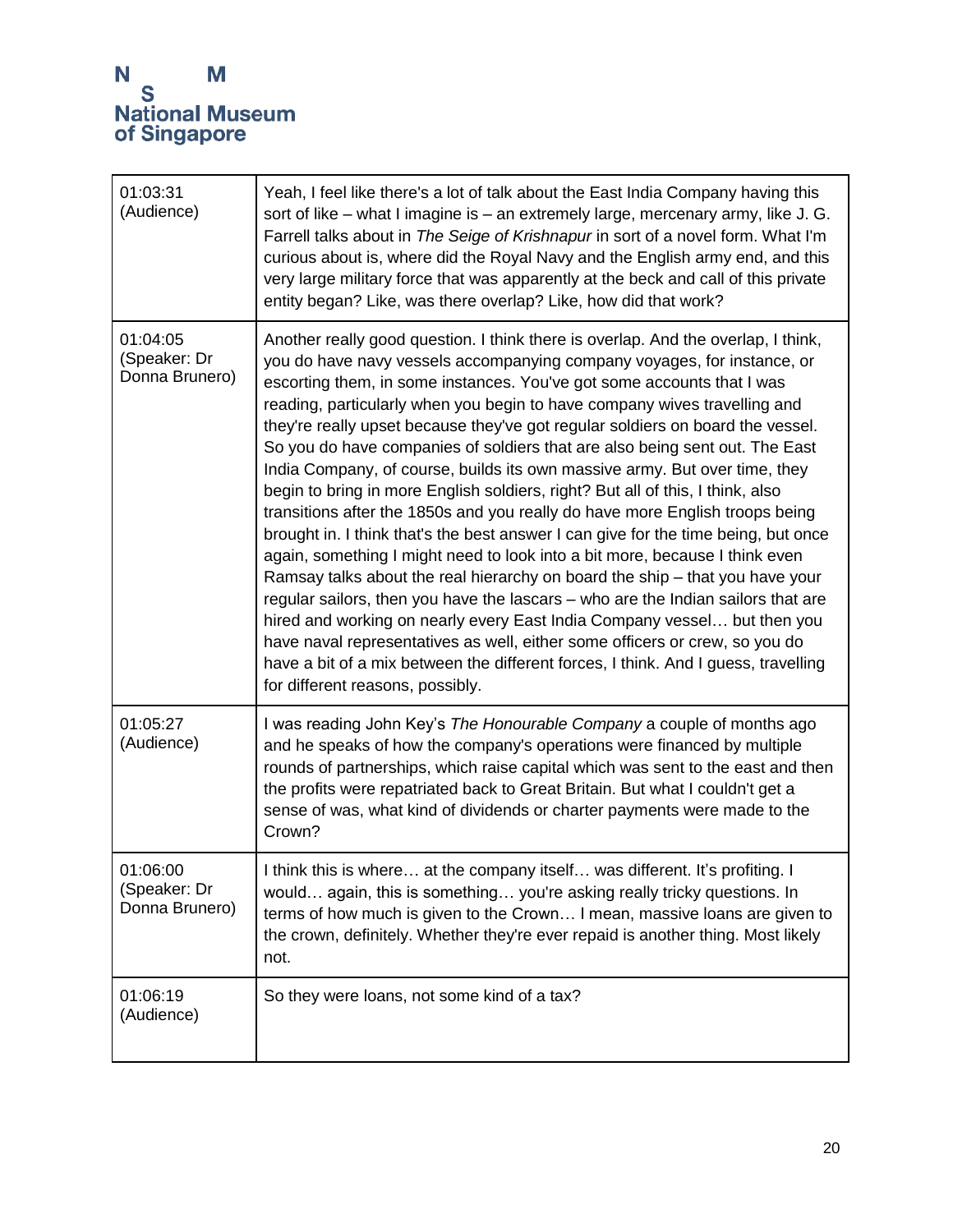| | |
|---|---|
| 01:03:31 (Audience) | Yeah, I feel like there's a lot of talk about the East India Company having this sort of like – what I imagine is – an extremely large, mercenary army, like J. G. Farrell talks about in *The Seige of Krishnapur* in sort of a novel form. What I'm curious about is, where did the Royal Navy and the English army end, and this very large military force that was apparently at the beck and call of this private entity began? Like, was there overlap? Like, how did that work? |
| 01:04:05 (Speaker: Dr Donna Brunero) | Another really good question. I think there is overlap. And the overlap, I think, you do have navy vessels accompanying company voyages, for instance, or escorting them, in some instances. You've got some accounts that I was reading, particularly when you begin to have company wives travelling and they're really upset because they've got regular soldiers on board the vessel. So you do have companies of soldiers that are also being sent out. The East India Company, of course, builds its own massive army. But over time, they begin to bring in more English soldiers, right? But all of this, I think, also transitions after the 1850s and you really do have more English troops being brought in. I think that's the best answer I can give for the time being, but once again, something I might need to look into a bit more, because I think even Ramsay talks about the real hierarchy on board the ship – that you have your regular sailors, then you have the lascars – who are the Indian sailors that are hired and working on nearly every East India Company vessel… but then you have naval representatives as well, either some officers or crew, so you do have a bit of a mix between the different forces, I think. And I guess, travelling for different reasons, possibly. |
| 01:05:27 (Audience) | I was reading John Key's *The Honourable Company* a couple of months ago and he speaks of how the company's operations were financed by multiple rounds of partnerships, which raise capital which was sent to the east and then the profits were repatriated back to Great Britain. But what I couldn't get a sense of was, what kind of dividends or charter payments were made to the Crown? |
| 01:06:00 (Speaker: Dr Donna Brunero) | I think this is where… at the company itself… was different. It's profiting. I would… again, this is something… you're asking really tricky questions. In terms of how much is given to the Crown… I mean, massive loans are given to the crown, definitely. Whether they're ever repaid is another thing. Most likely not. |
| 01:06:19 (Audience) | So they were loans, not some kind of a tax? |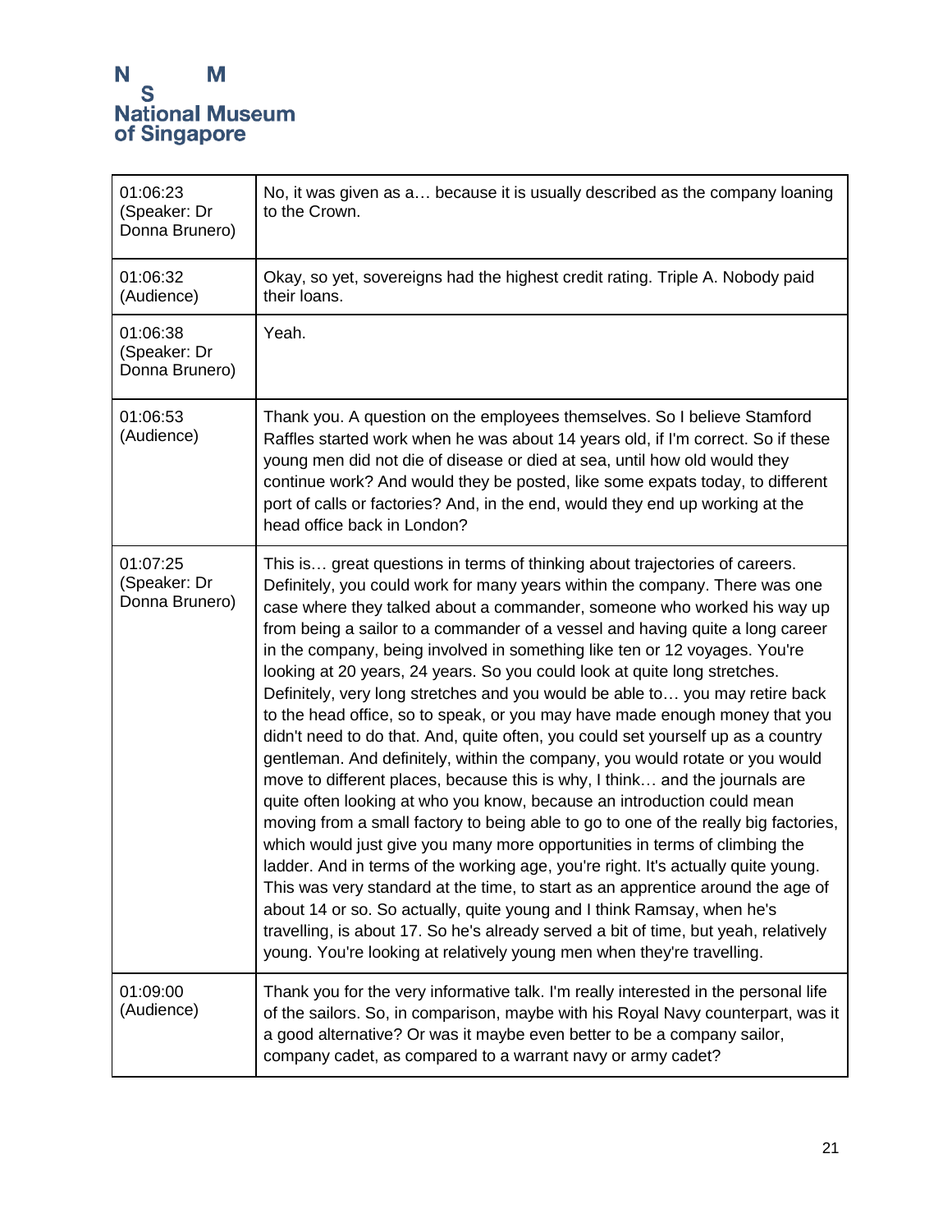| | |
|---|---|
| 01:06:23 (Speaker: Dr Donna Brunero) | No, it was given as a… because it is usually described as the company loaning to the Crown. |
| 01:06:32 (Audience) | Okay, so yet, sovereigns had the highest credit rating. Triple A. Nobody paid their loans. |
| 01:06:38 (Speaker: Dr Donna Brunero) | Yeah. |
| 01:06:53 (Audience) | Thank you. A question on the employees themselves. So I believe Stamford Raffles started work when he was about 14 years old, if I'm correct. So if these young men did not die of disease or died at sea, until how old would they continue work? And would they be posted, like some expats today, to different port of calls or factories? And, in the end, would they end up working at the head office back in London? |
| 01:07:25 (Speaker: Dr Donna Brunero) | This is… great questions in terms of thinking about trajectories of careers. Definitely, you could work for many years within the company. There was one case where they talked about a commander, someone who worked his way up from being a sailor to a commander of a vessel and having quite a long career in the company, being involved in something like ten or 12 voyages. You're looking at 20 years, 24 years. So you could look at quite long stretches. Definitely, very long stretches and you would be able to… you may retire back to the head office, so to speak, or you may have made enough money that you didn't need to do that. And, quite often, you could set yourself up as a country gentleman. And definitely, within the company, you would rotate or you would move to different places, because this is why, I think… and the journals are quite often looking at who you know, because an introduction could mean moving from a small factory to being able to go to one of the really big factories, which would just give you many more opportunities in terms of climbing the ladder. And in terms of the working age, you're right. It's actually quite young. This was very standard at the time, to start as an apprentice around the age of about 14 or so. So actually, quite young and I think Ramsay, when he's travelling, is about 17. So he's already served a bit of time, but yeah, relatively young. You're looking at relatively young men when they're travelling. |
| 01:09:00 (Audience) | Thank you for the very informative talk. I'm really interested in the personal life of the sailors. So, in comparison, maybe with his Royal Navy counterpart, was it a good alternative? Or was it maybe even better to be a company sailor, company cadet, as compared to a warrant navy or army cadet? |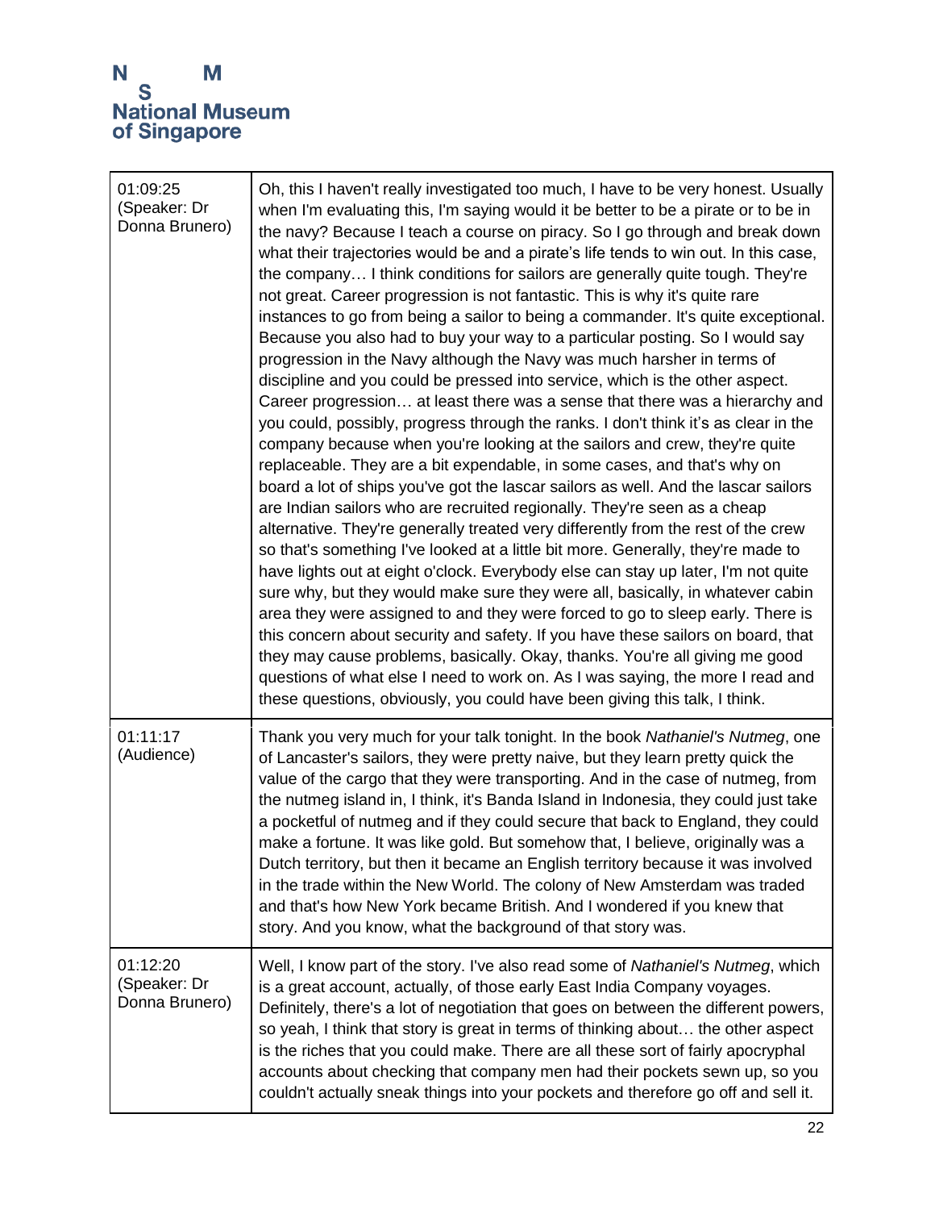| | |
|---|---|
| 01:09:25 (Speaker: Dr Donna Brunero) | Oh, this I haven't really investigated too much, I have to be very honest. Usually when I'm evaluating this, I'm saying would it be better to be a pirate or to be in the navy? Because I teach a course on piracy. So I go through and break down what their trajectories would be and a pirate's life tends to win out. In this case, the company… I think conditions for sailors are generally quite tough. They're not great. Career progression is not fantastic. This is why it's quite rare instances to go from being a sailor to being a commander. It's quite exceptional. Because you also had to buy your way to a particular posting. So I would say progression in the Navy although the Navy was much harsher in terms of discipline and you could be pressed into service, which is the other aspect. Career progression… at least there was a sense that there was a hierarchy and you could, possibly, progress through the ranks. I don't think it's as clear in the company because when you're looking at the sailors and crew, they're quite replaceable. They are a bit expendable, in some cases, and that's why on board a lot of ships you've got the lascar sailors as well. And the lascar sailors are Indian sailors who are recruited regionally. They're seen as a cheap alternative. They're generally treated very differently from the rest of the crew so that's something I've looked at a little bit more. Generally, they're made to have lights out at eight o'clock. Everybody else can stay up later, I'm not quite sure why, but they would make sure they were all, basically, in whatever cabin area they were assigned to and they were forced to go to sleep early. There is this concern about security and safety. If you have these sailors on board, that they may cause problems, basically. Okay, thanks. You're all giving me good questions of what else I need to work on. As I was saying, the more I read and these questions, obviously, you could have been giving this talk, I think. |
| 01:11:17 (Audience) | Thank you very much for your talk tonight. In the book *Nathaniel's Nutmeg*, one of Lancaster's sailors, they were pretty naive, but they learn pretty quick the value of the cargo that they were transporting. And in the case of nutmeg, from the nutmeg island in, I think, it's Banda Island in Indonesia, they could just take a pocketful of nutmeg and if they could secure that back to England, they could make a fortune. It was like gold. But somehow that, I believe, originally was a Dutch territory, but then it became an English territory because it was involved in the trade within the New World. The colony of New Amsterdam was traded and that's how New York became British. And I wondered if you knew that story. And you know, what the background of that story was. |
| 01:12:20 (Speaker: Dr Donna Brunero) | Well, I know part of the story. I've also read some of *Nathaniel's Nutmeg*, which is a great account, actually, of those early East India Company voyages. Definitely, there's a lot of negotiation that goes on between the different powers, so yeah, I think that story is great in terms of thinking about… the other aspect is the riches that you could make. There are all these sort of fairly apocryphal accounts about checking that company men had their pockets sewn up, so you couldn't actually sneak things into your pockets and therefore go off and sell it. |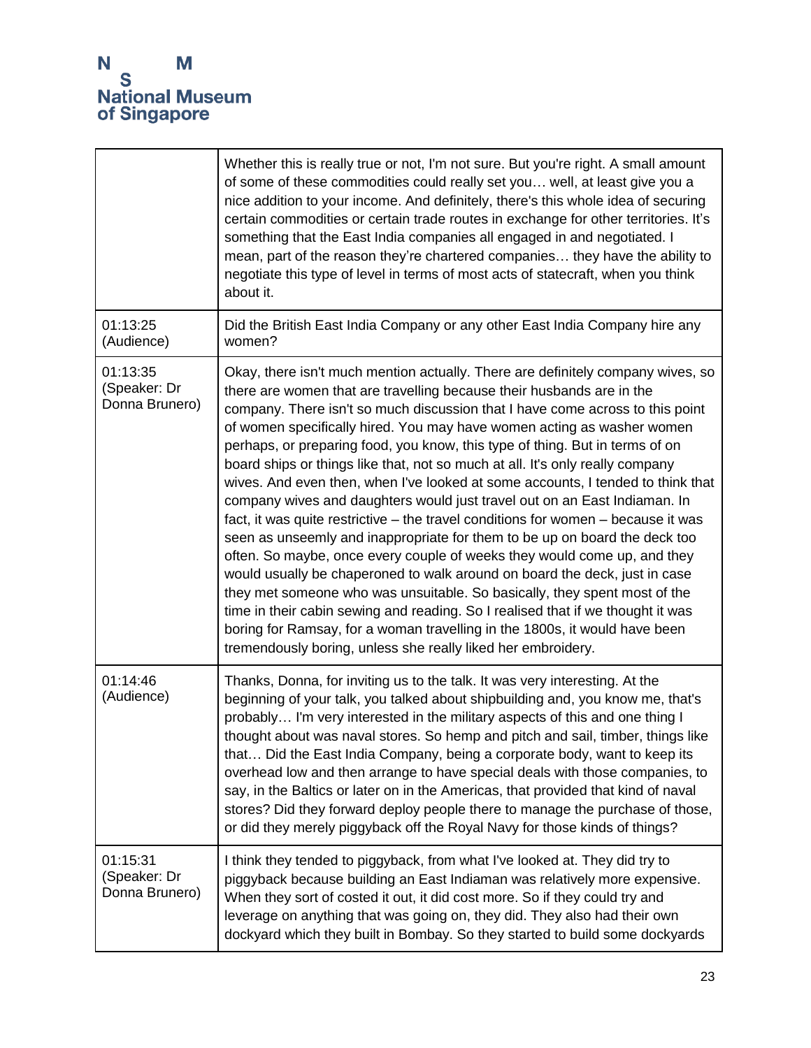| | |
|---|---|
| | Whether this is really true or not, I'm not sure. But you're right. A small amount of some of these commodities could really set you… well, at least give you a nice addition to your income. And definitely, there's this whole idea of securing certain commodities or certain trade routes in exchange for other territories. It's something that the East India companies all engaged in and negotiated. I mean, part of the reason they're chartered companies… they have the ability to negotiate this type of level in terms of most acts of statecraft, when you think about it. |
| 01:13:25 (Audience) | Did the British East India Company or any other East India Company hire any women? |
| 01:13:35 (Speaker: Dr Donna Brunero) | Okay, there isn't much mention actually. There are definitely company wives, so there are women that are travelling because their husbands are in the company. There isn't so much discussion that I have come across to this point of women specifically hired. You may have women acting as washer women perhaps, or preparing food, you know, this type of thing. But in terms of on board ships or things like that, not so much at all. It's only really company wives. And even then, when I've looked at some accounts, I tended to think that company wives and daughters would just travel out on an East Indiaman. In fact, it was quite restrictive – the travel conditions for women – because it was seen as unseemly and inappropriate for them to be up on board the deck too often. So maybe, once every couple of weeks they would come up, and they would usually be chaperoned to walk around on board the deck, just in case they met someone who was unsuitable. So basically, they spent most of the time in their cabin sewing and reading. So I realised that if we thought it was boring for Ramsay, for a woman travelling in the 1800s, it would have been tremendously boring, unless she really liked her embroidery. |
| 01:14:46 (Audience) | Thanks, Donna, for inviting us to the talk. It was very interesting. At the beginning of your talk, you talked about shipbuilding and, you know me, that's probably… I'm very interested in the military aspects of this and one thing I thought about was naval stores. So hemp and pitch and sail, timber, things like that… Did the East India Company, being a corporate body, want to keep its overhead low and then arrange to have special deals with those companies, to say, in the Baltics or later on in the Americas, that provided that kind of naval stores? Did they forward deploy people there to manage the purchase of those, or did they merely piggyback off the Royal Navy for those kinds of things? |
| 01:15:31 (Speaker: Dr Donna Brunero) | I think they tended to piggyback, from what I've looked at. They did try to piggyback because building an East Indiaman was relatively more expensive. When they sort of costed it out, it did cost more. So if they could try and leverage on anything that was going on, they did. They also had their own dockyard which they built in Bombay. So they started to build some dockyards |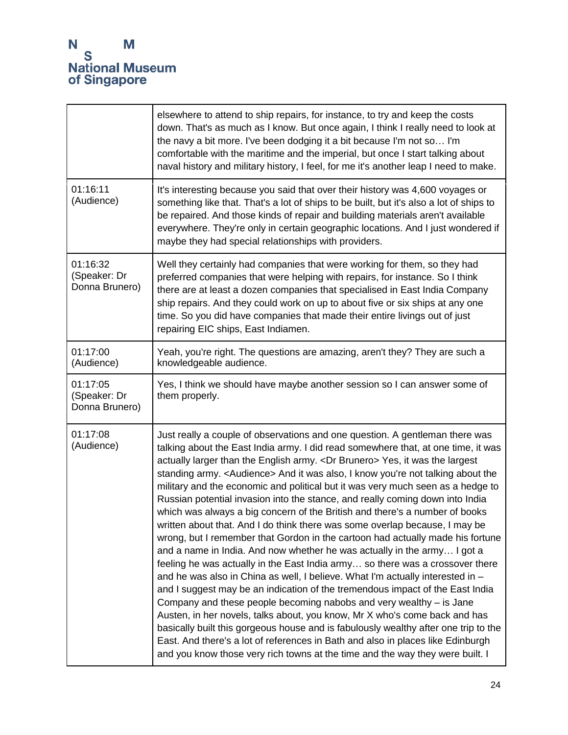| | |
|---|---|
| | elsewhere to attend to ship repairs, for instance, to try and keep the costs down. That's as much as I know. But once again, I think I really need to look at the navy a bit more. I've been dodging it a bit because I'm not so… I'm comfortable with the maritime and the imperial, but once I start talking about naval history and military history, I feel, for me it's another leap I need to make. |
| 01:16:11 (Audience) | It's interesting because you said that over their history was 4,600 voyages or something like that. That's a lot of ships to be built, but it's also a lot of ships to be repaired. And those kinds of repair and building materials aren't available everywhere. They're only in certain geographic locations. And I just wondered if maybe they had special relationships with providers. |
| 01:16:32 (Speaker: Dr Donna Brunero) | Well they certainly had companies that were working for them, so they had preferred companies that were helping with repairs, for instance. So I think there are at least a dozen companies that specialised in East India Company ship repairs. And they could work on up to about five or six ships at any one time. So you did have companies that made their entire livings out of just repairing EIC ships, East Indiamen. |
| 01:17:00 (Audience) | Yeah, you're right. The questions are amazing, aren't they? They are such a knowledgeable audience. |
| 01:17:05 (Speaker: Dr Donna Brunero) | Yes, I think we should have maybe another session so I can answer some of them properly. |
| 01:17:08 (Audience) | Just really a couple of observations and one question. A gentleman there was talking about the East India army. I did read somewhere that, at one time, it was actually larger than the English army. <Dr Brunero> Yes, it was the largest standing army. <Audience> And it was also, I know you're not talking about the military and the economic and political but it was very much seen as a hedge to Russian potential invasion into the stance, and really coming down into India which was always a big concern of the British and there's a number of books written about that. And I do think there was some overlap because, I may be wrong, but I remember that Gordon in the cartoon had actually made his fortune and a name in India. And now whether he was actually in the army… I got a feeling he was actually in the East India army… so there was a crossover there and he was also in China as well, I believe. What I'm actually interested in – and I suggest may be an indication of the tremendous impact of the East India Company and these people becoming nabobs and very wealthy – is Jane Austen, in her novels, talks about, you know, Mr X who's come back and has basically built this gorgeous house and is fabulously wealthy after one trip to the East. And there's a lot of references in Bath and also in places like Edinburgh and you know those very rich towns at the time and the way they were built. I |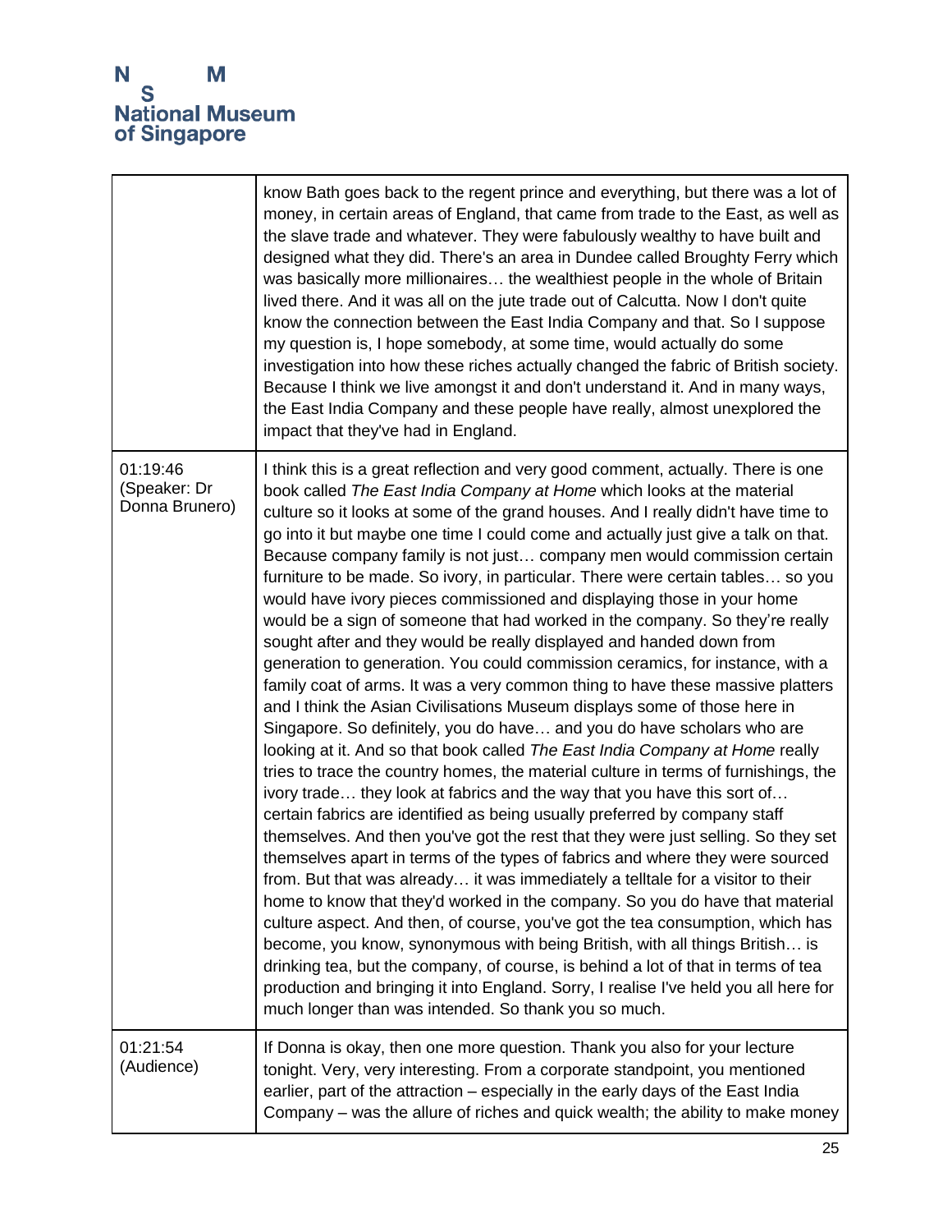| | |
|---|---|
| | know Bath goes back to the regent prince and everything, but there was a lot of money, in certain areas of England, that came from trade to the East, as well as the slave trade and whatever. They were fabulously wealthy to have built and designed what they did. There's an area in Dundee called Broughty Ferry which was basically more millionaires… the wealthiest people in the whole of Britain lived there. And it was all on the jute trade out of Calcutta. Now I don't quite know the connection between the East India Company and that. So I suppose my question is, I hope somebody, at some time, would actually do some investigation into how these riches actually changed the fabric of British society. Because I think we live amongst it and don't understand it. And in many ways, the East India Company and these people have really, almost unexplored the impact that they've had in England. |
| 01:19:46 (Speaker: Dr Donna Brunero) | I think this is a great reflection and very good comment, actually. There is one book called *The East India Company at Home* which looks at the material culture so it looks at some of the grand houses. And I really didn't have time to go into it but maybe one time I could come and actually just give a talk on that. Because company family is not just… company men would commission certain furniture to be made. So ivory, in particular. There were certain tables… so you would have ivory pieces commissioned and displaying those in your home would be a sign of someone that had worked in the company. So they're really sought after and they would be really displayed and handed down from generation to generation. You could commission ceramics, for instance, with a family coat of arms. It was a very common thing to have these massive platters and I think the Asian Civilisations Museum displays some of those here in Singapore. So definitely, you do have… and you do have scholars who are looking at it. And so that book called *The East India Company at Home* really tries to trace the country homes, the material culture in terms of furnishings, the ivory trade… they look at fabrics and the way that you have this sort of… certain fabrics are identified as being usually preferred by company staff themselves. And then you've got the rest that they were just selling. So they set themselves apart in terms of the types of fabrics and where they were sourced from. But that was already… it was immediately a telltale for a visitor to their home to know that they'd worked in the company. So you do have that material culture aspect. And then, of course, you've got the tea consumption, which has become, you know, synonymous with being British, with all things British… is drinking tea, but the company, of course, is behind a lot of that in terms of tea production and bringing it into England. Sorry, I realise I've held you all here for much longer than was intended. So thank you so much. |
| 01:21:54 (Audience) | If Donna is okay, then one more question. Thank you also for your lecture tonight. Very, very interesting. From a corporate standpoint, you mentioned earlier, part of the attraction – especially in the early days of the East India Company – was the allure of riches and quick wealth; the ability to make money |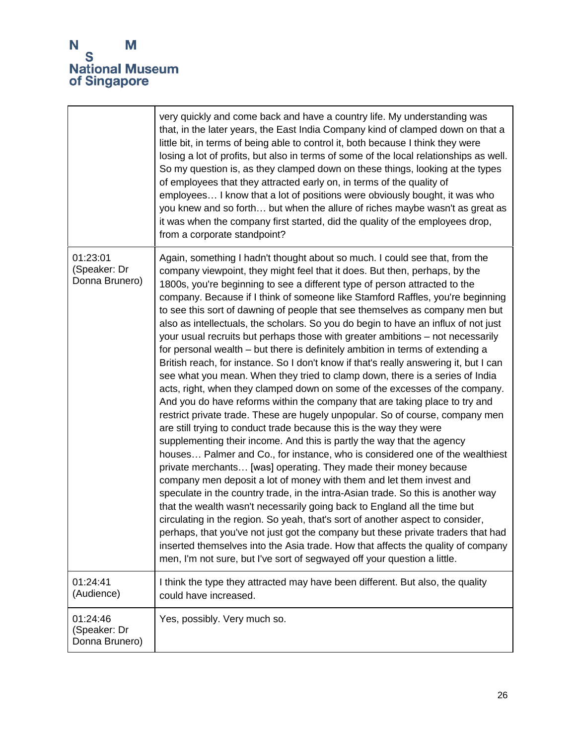| | |
|---|---|
| | very quickly and come back and have a country life. My understanding was that, in the later years, the East India Company kind of clamped down on that a little bit, in terms of being able to control it, both because I think they were losing a lot of profits, but also in terms of some of the local relationships as well. So my question is, as they clamped down on these things, looking at the types of employees that they attracted early on, in terms of the quality of employees… I know that a lot of positions were obviously bought, it was who you knew and so forth… but when the allure of riches maybe wasn't as great as it was when the company first started, did the quality of the employees drop, from a corporate standpoint? |
| 01:23:01 (Speaker: Dr Donna Brunero) | Again, something I hadn't thought about so much. I could see that, from the company viewpoint, they might feel that it does. But then, perhaps, by the 1800s, you're beginning to see a different type of person attracted to the company. Because if I think of someone like Stamford Raffles, you're beginning to see this sort of dawning of people that see themselves as company men but also as intellectuals, the scholars. So you do begin to have an influx of not just your usual recruits but perhaps those with greater ambitions – not necessarily for personal wealth – but there is definitely ambition in terms of extending a British reach, for instance. So I don't know if that's really answering it, but I can see what you mean. When they tried to clamp down, there is a series of India acts, right, when they clamped down on some of the excesses of the company. And you do have reforms within the company that are taking place to try and restrict private trade. These are hugely unpopular. So of course, company men are still trying to conduct trade because this is the way they were supplementing their income. And this is partly the way that the agency houses… Palmer and Co., for instance, who is considered one of the wealthiest private merchants… [was] operating. They made their money because company men deposit a lot of money with them and let them invest and speculate in the country trade, in the intra-Asian trade. So this is another way that the wealth wasn't necessarily going back to England all the time but circulating in the region. So yeah, that's sort of another aspect to consider, perhaps, that you've not just got the company but these private traders that had inserted themselves into the Asia trade. How that affects the quality of company men, I'm not sure, but I've sort of segwayed off your question a little. |
| 01:24:41 (Audience) | I think the type they attracted may have been different. But also, the quality could have increased. |
| 01:24:46 (Speaker: Dr Donna Brunero) | Yes, possibly. Very much so. |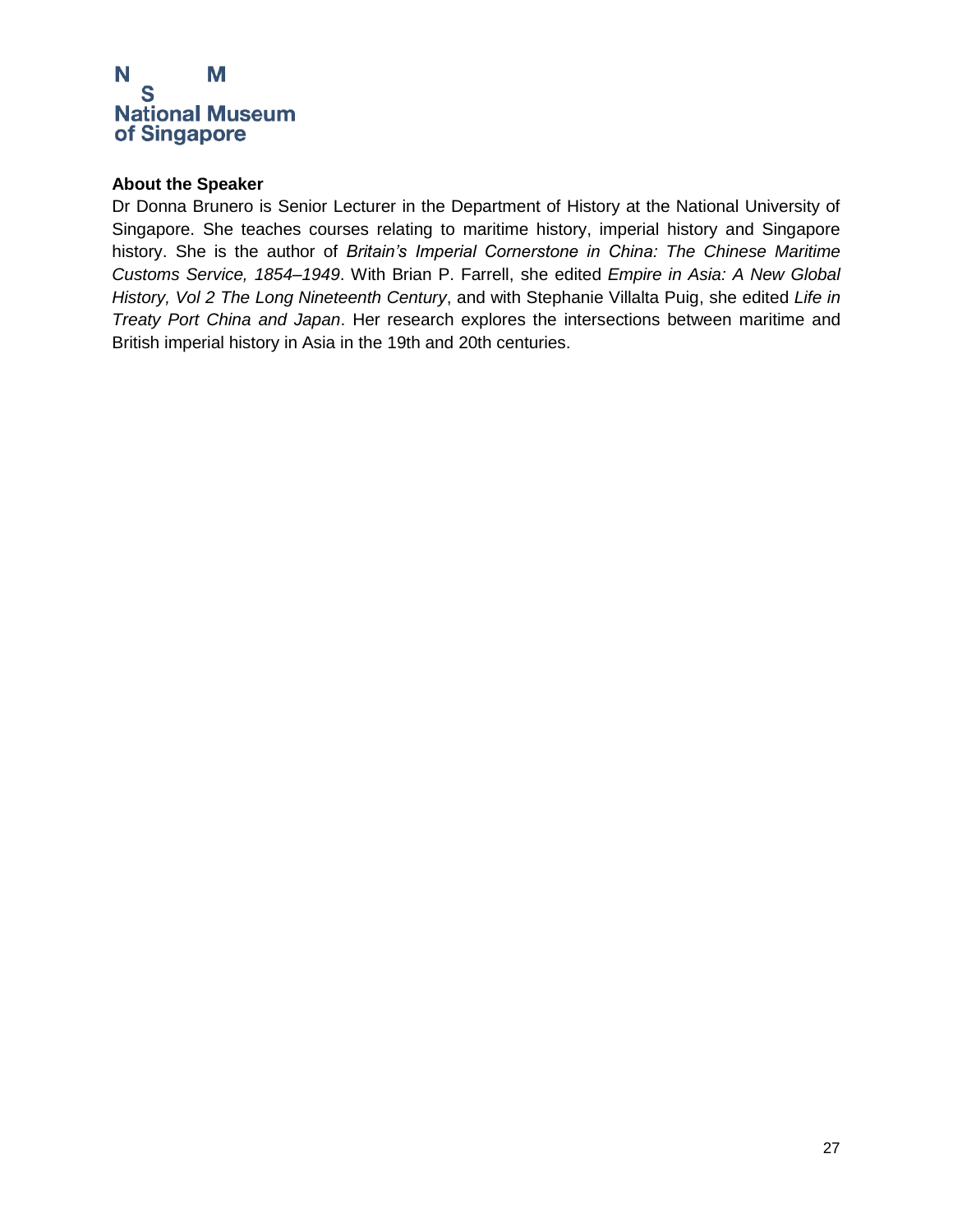**About the Speaker**

Dr Donna Brunero is Senior Lecturer in the Department of History at the National University of Singapore. She teaches courses relating to maritime history, imperial history and Singapore history. She is the author of *Britain's Imperial Cornerstone in China: The Chinese Maritime Customs Service, 1854–1949*. With Brian P. Farrell, she edited *Empire in Asia: A New Global History, Vol 2 The Long Nineteenth Century*, and with Stephanie Villalta Puig, she edited *Life in Treaty Port China and Japan*. Her research explores the intersections between maritime and British imperial history in Asia in the 19th and 20th centuries.